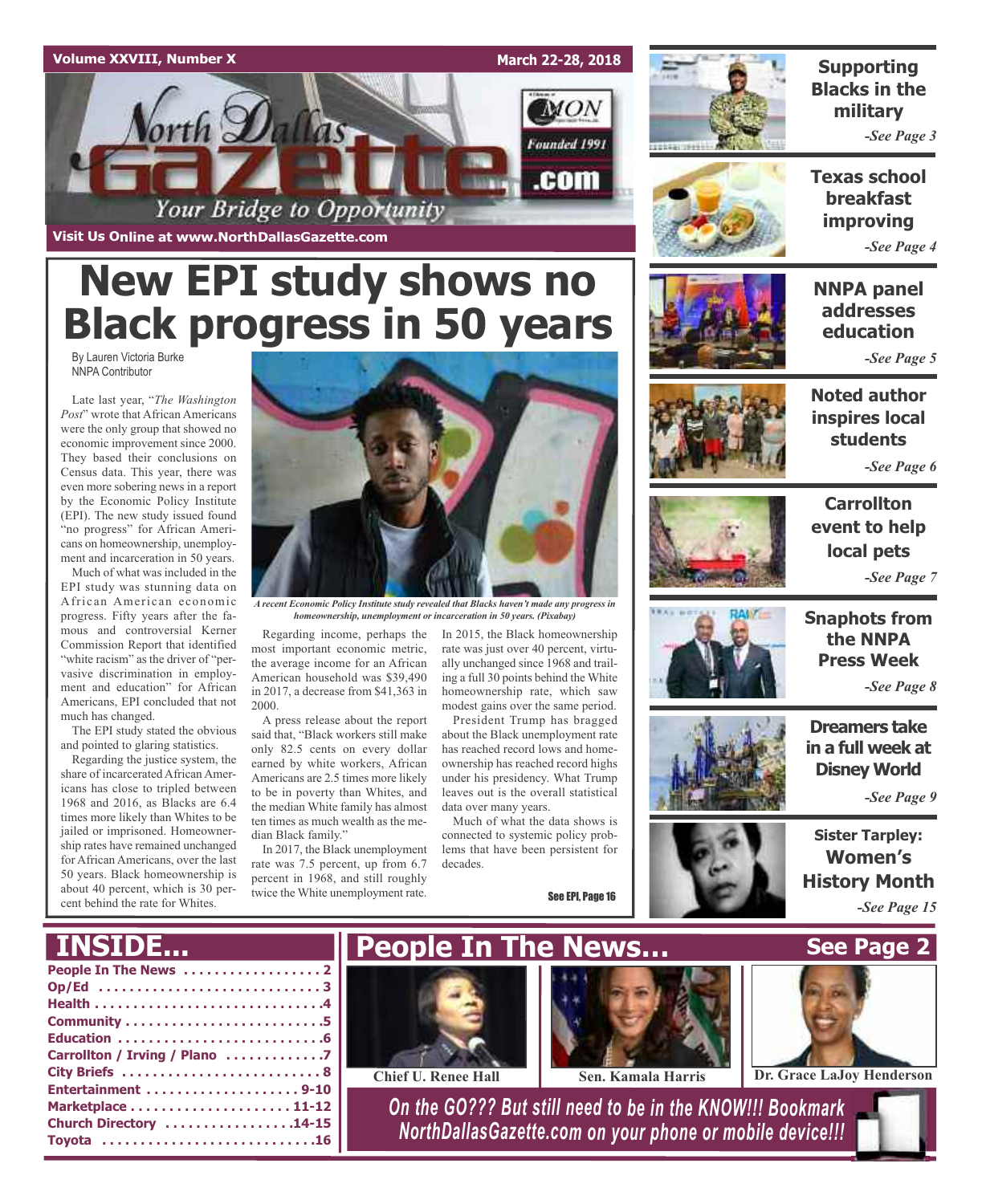Volume XXVIII, Number X — March 22-28, 2018

# North Dallas Gazette

Your Bridge to Opportunity

Founded 1991 — .com

Visit Us Online at www.NorthDallasGazette.com

# New EPI study shows no Black progress in 50 years

By Lauren Victoria Burke
NNPA Contributor

Late last year, "*The Washington Post*" wrote that African Americans were the only group that showed no economic improvement since 2000. They based their conclusions on Census data. This year, there was even more sobering news in a report by the Economic Policy Institute (EPI). The new study issued found "no progress" for African Americans on homeownership, unemployment and incarceration in 50 years.

Much of what was included in the EPI study was stunning data on African American economic progress. Fifty years after the famous and controversial Kerner Commission Report that identified "white racism" as the driver of "pervasive discrimination in employment and education" for African Americans, EPI concluded that not much has changed.

The EPI study stated the obvious and pointed to glaring statistics.

Regarding the justice system, the share of incarcerated African Americans has close to tripled between 1968 and 2016, as Blacks are 6.4 times more likely than Whites to be jailed or imprisoned. Homeownership rates have remained unchanged for African Americans, over the last 50 years. Black homeownership is about 40 percent, which is 30 percent behind the rate for Whites.

*A recent Economic Policy Institute study revealed that Blacks haven't made any progress in homeownership, unemployment or incarceration in 50 years. (Pixabay)*

Regarding income, perhaps the most important economic metric, the average income for an African American household was $39,490 in 2017, a decrease from $41,363 in 2000.

A press release about the report said that, "Black workers still make only 82.5 cents on every dollar earned by white workers, African Americans are 2.5 times more likely to be in poverty than Whites, and the median White family has almost ten times as much wealth as the median Black family."

In 2017, the Black unemployment rate was 7.5 percent, up from 6.7 percent in 1968, and still roughly twice the White unemployment rate.

In 2015, the Black homeownership rate was just over 40 percent, virtually unchanged since 1968 and trailing a full 30 points behind the White homeownership rate, which saw modest gains over the same period.

President Trump has bragged about the Black unemployment rate has reached record lows and homeownership has reached record highs under his presidency. What Trump leaves out is the overall statistical data over many years.

Much of what the data shows is connected to systemic policy problems that have been persistent for decades.

See EPI, Page 16

---

**Supporting Blacks in the military** *-See Page 3*

**Texas school breakfast improving** *-See Page 4*

**NNPA panel addresses education** *-See Page 5*

**Noted author inspires local students** *-See Page 6*

**Carrollton event to help local pets** *-See Page 7*

**Snaphots from the NNPA Press Week** *-See Page 8*

**Dreamers take in a full week at Disney World** *-See Page 9*

**Sister Tarpley: Women's History Month** *-See Page 15*

---

## INSIDE...

- People In The News . . . . . 2
- Op/Ed . . . . . 3
- Health . . . . . 4
- Community . . . . . 5
- Education . . . . . 6
- Carrollton / Irving / Plano . . . . . 7
- City Briefs . . . . . 8
- Entertainment . . . . . 9-10
- Marketplace . . . . . 11-12
- Church Directory . . . . . 14-15
- Toyota . . . . . 16

## People In The News... See Page 2

Chief U. Renee Hall — Sen. Kamala Harris — Dr. Grace LaJoy Henderson

*On the GO??? But still need to be in the KNOW!!! Bookmark NorthDallasGazette.com on your phone or mobile device!!!*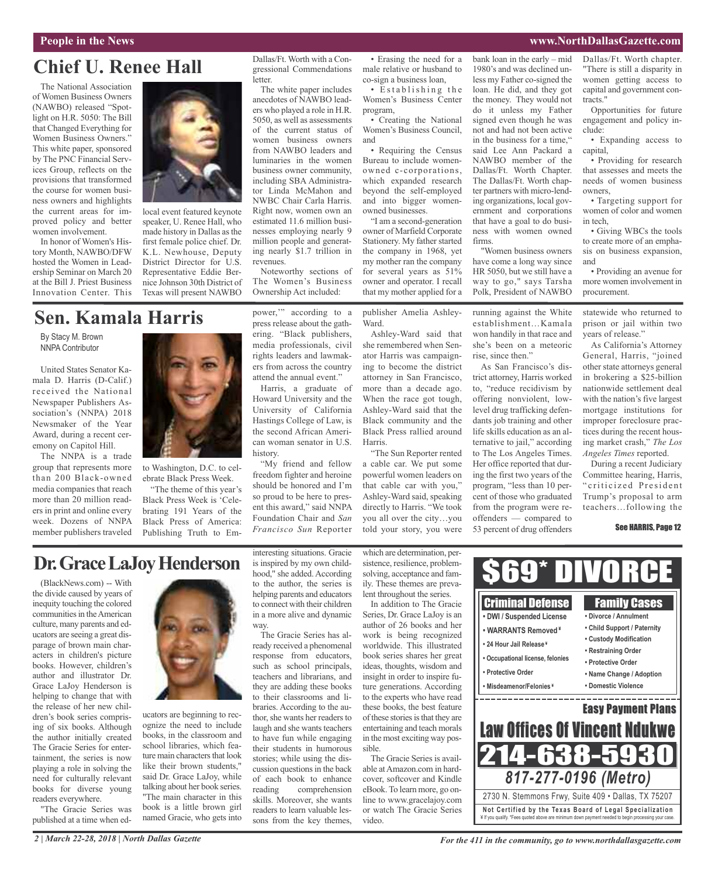## Chief U. Renee Hall

The National Association of Women Business Owners (NAWBO) released "Spotlight on H.R. 5050: The Bill that Changed Everything for Women Business Owners." This white paper, sponsored by The PNC Financial Services Group, reflects on the provisions that transformed the course for women business owners and highlights the current areas for improved policy and better women involvement.

In honor of Women's History Month, NAWBO/DFW hosted the Women in Leadership Seminar on March 20 at the Bill J. Priest Business Innovation Center. This local event featured keynote speaker, U. Renee Hall, who made history in Dallas as the first female police chief. Dr. K.L. Newhouse, Deputy District Director for U.S. Representative Eddie Bernice Johnson 30th District of Texas will present NAWBO Dallas/Ft. Worth with a Congressional Commendations letter.

The white paper includes anecdotes of NAWBO leaders who played a role in H.R. 5050, as well as assessments of the current status of women business owners from NAWBO leaders and luminaries in the women business owner community, including SBA Administrator Linda McMahon and NWBC Chair Carla Harris. Right now, women own an estimated 11.6 million businesses employing nearly 9 million people and generating nearly $1.7 trillion in revenues.

Noteworthy sections of The Women's Business Ownership Act included:

- Erasing the need for a male relative or husband to co-sign a business loan,
- Establishing the Women's Business Center program,
- Creating the National Women's Business Council, and
- Requiring the Census Bureau to include women-owned c-corporations, which expanded research beyond the self-employed and into bigger women-owned businesses.

"I am a second-generation owner of Marfield Corporate Stationery. My father started the company in 1968, yet my mother ran the company for several years as 51% owner and operator. I recall that my mother applied for a bank loan in the early – mid 1980's and was declined unless my Father co-signed the loan. He did, and they got the money. They would not do it unless my Father signed even though he was not and had not been active in the business for a time," said Lee Ann Packard a NAWBO member of the Dallas/Ft. Worth Chapter. The Dallas/Ft. Worth chapter partners with micro-lending organizations, local government and corporations that have a goal to do business with women owned firms.

"Women business owners have come a long way since HR 5050, but we still have a way to go," says Tarsha Polk, President of NAWBO Dallas/Ft. Worth chapter. "There is still a disparity in women getting access to capital and government contracts."

Opportunities for future engagement and policy include:

- Expanding access to capital,
- Providing for research that assesses and meets the needs of women business owners,
- Targeting support for women of color and women in tech,
- Giving WBCs the tools to create more of an emphasis on business expansion, and
- Providing an avenue for more women involvement in procurement.

## Sen. Kamala Harris

By Stacy M. Brown
NNPA Contributor

United States Senator Kamala D. Harris (D-Calif.) received the National Newspaper Publishers Association's (NNPA) 2018 Newsmaker of the Year Award, during a recent ceremony on Capitol Hill.

The NNPA is a trade group that represents more than 200 Black-owned media companies that reach more than 20 million readers in print and online every week. Dozens of NNPA member publishers traveled to Washington, D.C. to celebrate Black Press Week.

"The theme of this year's Black Press Week is 'Celebrating 191 Years of the Black Press of America: Publishing Truth to Empower,'" according to a press release about the gathering. "Black publishers, media professionals, civil rights leaders and lawmakers from across the country attend the annual event."

Harris, a graduate of Howard University and the University of California Hastings College of Law, is the second African American woman senator in U.S. history.

"My friend and fellow freedom fighter and heroine should be honored and I'm so proud to be here to present this award," said NNPA Foundation Chair and *San Francisco Sun* Reporter publisher Amelia Ashley-Ward.

Ashley-Ward said that she remembered when Senator Harris was campaigning to become the district attorney in San Francisco, more than a decade ago. When the race got tough, Ashley-Ward said that the Black community and the Black Press rallied around Harris.

"The Sun Reporter rented a cable car. We put some powerful women leaders on that cable car with you," Ashley-Ward said, speaking directly to Harris. "We took you all over the city…you told your story, you were running against the White establishment…Kamala won handily in that race and she's been on a meteoric rise, since then."

As San Francisco's district attorney, Harris worked to, "reduce recidivism by offering nonviolent, low-level drug trafficking defendants job training and other life skills education as an alternative to jail," according to The Los Angeles Times. Her office reported that during the first two years of the program, "less than 10 percent of those who graduated from the program were re-offenders — compared to 53 percent of drug offenders statewide who returned to prison or jail within two years of release."

As California's Attorney General, Harris, "joined other state attorneys general in brokering a $25-billion nationwide settlement deal with the nation's five largest mortgage institutions for improper foreclosure practices during the recent housing market crash," *The Los Angeles Times* reported.

During a recent Judiciary Committee hearing, Harris, "criticized President Trump's proposal to arm teachers…following the

See HARRIS, Page 12

## Dr. Grace LaJoy Henderson

(BlackNews.com) -- With the divide caused by years of inequity touching the colored communities in the American culture, many parents and educators are seeing a great disparage of brown main characters in children's picture books. However, children's author and illustrator Dr. Grace LaJoy Henderson is helping to change that with the release of her new children's book series comprising of six books. Although the author initially created The Gracie Series for entertainment, the series is now playing a role in solving the need for culturally relevant books for diverse young readers everywhere.

"The Gracie Series was published at a time when educators are beginning to recognize the need to include books, in the classroom and school libraries, which feature main characters that look like their brown students," said Dr. Grace LaJoy, while talking about her book series. "The main character in this book is a little brown girl named Gracie, who gets into interesting situations. Gracie is inspired by my own childhood," she added. According to the author, the series is helping parents and educators to connect with their children in a more alive and dynamic way.

The Gracie Series has already received a phenomenal response from educators, such as school principals, teachers and librarians, and they are adding these books to their classrooms and libraries. According to the author, she wants her readers to laugh and she wants teachers to have fun while engaging their students in humorous stories; while using the discussion questions in the back of each book to enhance reading comprehension skills. Moreover, she wants readers to learn valuable lessons from the key themes, which are determination, persistence, resilience, problem-solving, acceptance and family. These themes are prevalent throughout the series.

In addition to The Gracie Series, Dr. Grace LaJoy is an author of 26 books and her work is being recognized worldwide. This illustrated book series shares her great ideas, thoughts, wisdom and insight in order to inspire future generations. According to the experts who have read these books, the best feature of these stories is that they are entertaining and teach morals in the most exciting way possible.

The Gracie Series is available at Amazon.com in hardcover, softcover and Kindle eBook. To learn more, go online to www.gracelajoy.com or watch The Gracie Series video.

**$69\* DIVORCE**

**Criminal Defense**
- DWI / Suspended License
- WARRANTS Removed ¥
- 24 Hour Jail Release ¥
- Occupational license, felonies
- Protective Order
- Misdemeanor/Felonies ¥

**Family Cases**
- Divorce / Annulment
- Child Support / Paternity
- Custody Modification
- Restraining Order
- Protective Order
- Name Change / Adoption
- Domestic Violence

**Easy Payment Plans**

**Law Offices Of Vincent Ndukwe**

**214-638-5930**

*817-277-0196 (Metro)*

2730 N. Stemmons Frwy, Suite 409 • Dallas, TX 75207

**Not Certified by the Texas Board of Legal Specialization**
¥ If you qualify. \*Fees quoted above are minimum down payment needed to begin processing your case.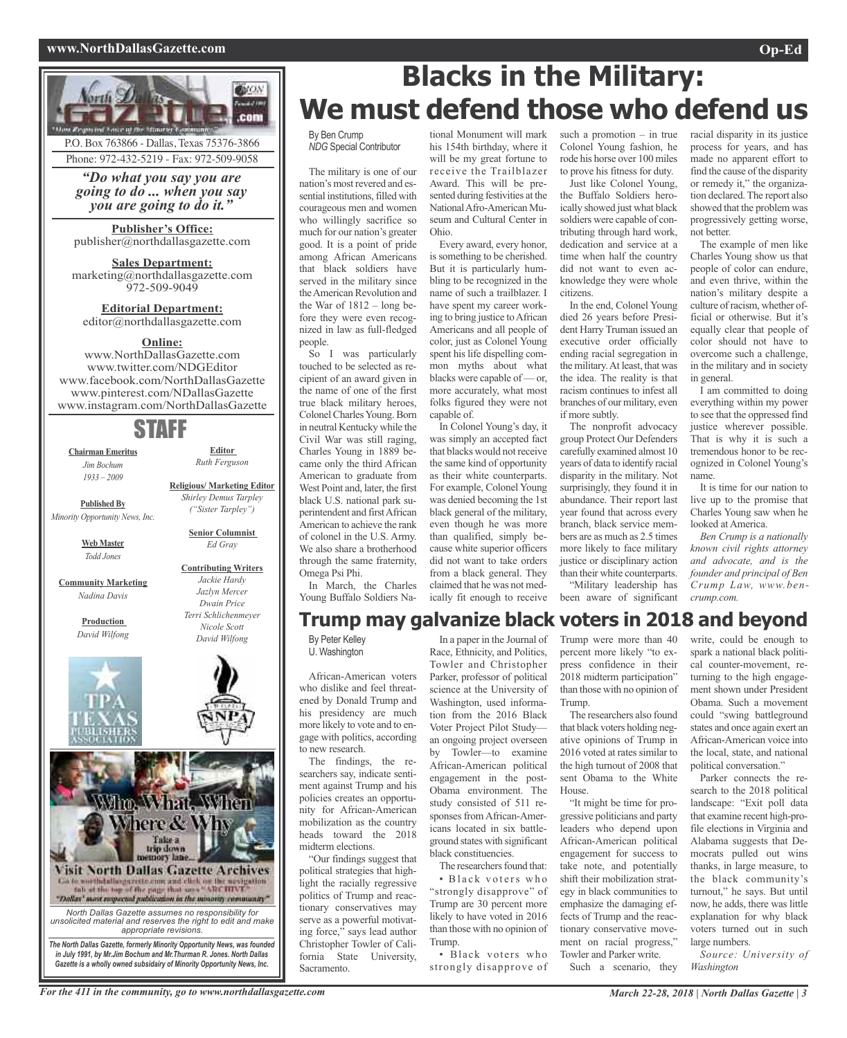P.O. Box 763866 - Dallas, Texas 75376-3866

Phone: 972-432-5219 - Fax: 972-509-9058

*"Do what you say you are going to do ... when you say you are going to do it."*

**Publisher's Office:**
publisher@northdallasgazette.com

**Sales Department:**
marketing@northdallasgazette.com
972-509-9049

**Editorial Department:**
editor@northdallasgazette.com

**Online:**
www.NorthDallasGazette.com
www.twitter.com/NDGEditor
www.facebook.com/NorthDallasGazette
www.pinterest.com/NDallasGazette
www.instagram.com/NorthDallasGazette

## STAFF

**Chairman Emeritus**
*Jim Bochum*
*1933 – 2009*

**Published By**
*Minority Opportunity News, Inc.*

**Web Master**
*Todd Jones*

**Community Marketing**
*Nadina Davis*

**Production**
*David Wilfong*

**Editor**
*Ruth Ferguson*

**Religious/ Marketing Editor**
*Shirley Demus Tarpley ("Sister Tarpley")*

**Senior Columnist**
*Ed Gray*

**Contributing Writers**
*Jackie Hardy*
*Jazlyn Mercer*
*Dwain Price*
*Terri Schlichenmeyer*
*Nicole Scott*
*David Wilfong*

Who, What, When Where & Why

Take a trip down memory lane...

**Visit North Dallas Gazette Archives**

Go to northdallasgazette.com and click on the navigation tab at the top of the page that says "ARCHIVE"

*"Dallas' most respected publication in the minority community"*

*North Dallas Gazette assumes no responsibility for unsolicited material and reserves the right to edit and make appropriate revisions.*

***The North Dallas Gazette, formerly Minority Opportunity News, was founded in July 1991, by Mr.Jim Bochum and Mr.Thurman R. Jones. North Dallas Gazette is a wholly owned subsidairy of Minority Opportunity News, Inc.***

# Blacks in the Military: We must defend those who defend us

By Ben Crump
*NDG* Special Contributor

The military is one of our nation's most revered and essential institutions, filled with courageous men and women who willingly sacrifice so much for our nation's greater good. It is a point of pride among African Americans that black soldiers have served in the military since the American Revolution and the War of 1812 – long before they were even recognized in law as full-fledged people.

So I was particularly touched to be selected as recipient of an award given in the name of one of the first true black military heroes, Colonel Charles Young. Born in neutral Kentucky while the Civil War was still raging, Charles Young in 1889 became only the third African American to graduate from West Point and, later, the first black U.S. national park superintendent and first African American to achieve the rank of colonel in the U.S. Army. We also share a brotherhood through the same fraternity, Omega Psi Phi.

In March, the Charles Young Buffalo Soldiers National Monument will mark his 154th birthday, where it will be my great fortune to receive the Trailblazer Award. This will be presented during festivities at the National Afro-American Museum and Cultural Center in Ohio.

Every award, every honor, is something to be cherished. But it is particularly humbling to be recognized in the name of such a trailblazer. I have spent my career working to bring justice to African Americans and all people of color, just as Colonel Young spent his life dispelling common myths about what blacks were capable of — or, more accurately, what most folks figured they were not capable of.

In Colonel Young's day, it was simply an accepted fact that blacks would not receive the same kind of opportunity as their white counterparts. For example, Colonel Young was denied becoming the 1st black general of the military, even though he was more than qualified, simply because white superior officers did not want to take orders from a black general. They claimed that he was not medically fit enough to receive such a promotion – in true Colonel Young fashion, he rode his horse over 100 miles to prove his fitness for duty.

Just like Colonel Young, the Buffalo Soldiers heroically showed just what black soldiers were capable of contributing through hard work, dedication and service at a time when half the country did not want to even acknowledge they were whole citizens.

In the end, Colonel Young died 26 years before President Harry Truman issued an executive order officially ending racial segregation in the military. At least, that was the idea. The reality is that racism continues to infest all branches of our military, even if more subtly.

The nonprofit advocacy group Protect Our Defenders carefully examined almost 10 years of data to identify racial disparity in the military. Not surprisingly, they found it in abundance. Their report last year found that across every branch, black service members are as much as 2.5 times more likely to face military justice or disciplinary action than their white counterparts.

"Military leadership has been aware of significant racial disparity in its justice process for years, and has made no apparent effort to find the cause of the disparity or remedy it," the organization declared. The report also showed that the problem was progressively getting worse, not better.

The example of men like Charles Young show us that people of color can endure, and even thrive, within the nation's military despite a culture of racism, whether official or otherwise. But it's equally clear that people of color should not have to overcome such a challenge, in the military and in society in general.

I am committed to doing everything within my power to see that the oppressed find justice wherever possible. That is why it is such a tremendous honor to be recognized in Colonel Young's name.

It is time for our nation to live up to the promise that Charles Young saw when he looked at America.

*Ben Crump is a nationally known civil rights attorney and advocate, and is the founder and principal of Ben Crump Law, www.bencrump.com.*

# Trump may galvanize black voters in 2018 and beyond

By Peter Kelley
U. Washington

African-American voters who dislike and feel threatened by Donald Trump and his presidency are much more likely to vote and to engage with politics, according to new research.

The findings, the researchers say, indicate sentiment against Trump and his policies creates an opportunity for African-American mobilization as the country heads toward the 2018 midterm elections.

"Our findings suggest that political strategies that highlight the racially regressive politics of Trump and reactionary conservatives may serve as a powerful motivating force," says lead author Christopher Towler of California State University, Sacramento.

In a paper in the Journal of Race, Ethnicity, and Politics, Towler and Christopher Parker, professor of political science at the University of Washington, used information from the 2016 Black Voter Project Pilot Study—an ongoing project overseen by Towler—to examine African-American political engagement in the post-Obama environment. The study consisted of 511 responses from African-Americans located in six battleground states with significant black constituencies.

The researchers found that:

- Black voters who "strongly disapprove" of Trump are 30 percent more likely to have voted in 2016 than those with no opinion of Trump.
- Black voters who strongly disapprove of Trump were more than 40 percent more likely "to express confidence in their 2018 midterm participation" than those with no opinion of Trump.

The researchers also found that black voters holding negative opinions of Trump in 2016 voted at rates similar to the high turnout of 2008 that sent Obama to the White House.

"It might be time for progressive politicians and party leaders who depend upon African-American political engagement for success to take note, and potentially shift their mobilization strategy in black communities to emphasize the damaging effects of Trump and the reactionary conservative movement on racial progress," Towler and Parker write.

Such a scenario, they write, could be enough to spark a national black political counter-movement, returning to the high engagement shown under President Obama. Such a movement could "swing battleground states and once again exert an African-American voice into the local, state, and national political conversation."

Parker connects the research to the 2018 political landscape: "Exit poll data that examine recent high-profile elections in Virginia and Alabama suggests that Democrats pulled out wins thanks, in large measure, to the black community's turnout," he says. But until now, he adds, there was little explanation for why black voters turned out in such large numbers.

*Source: University of Washington*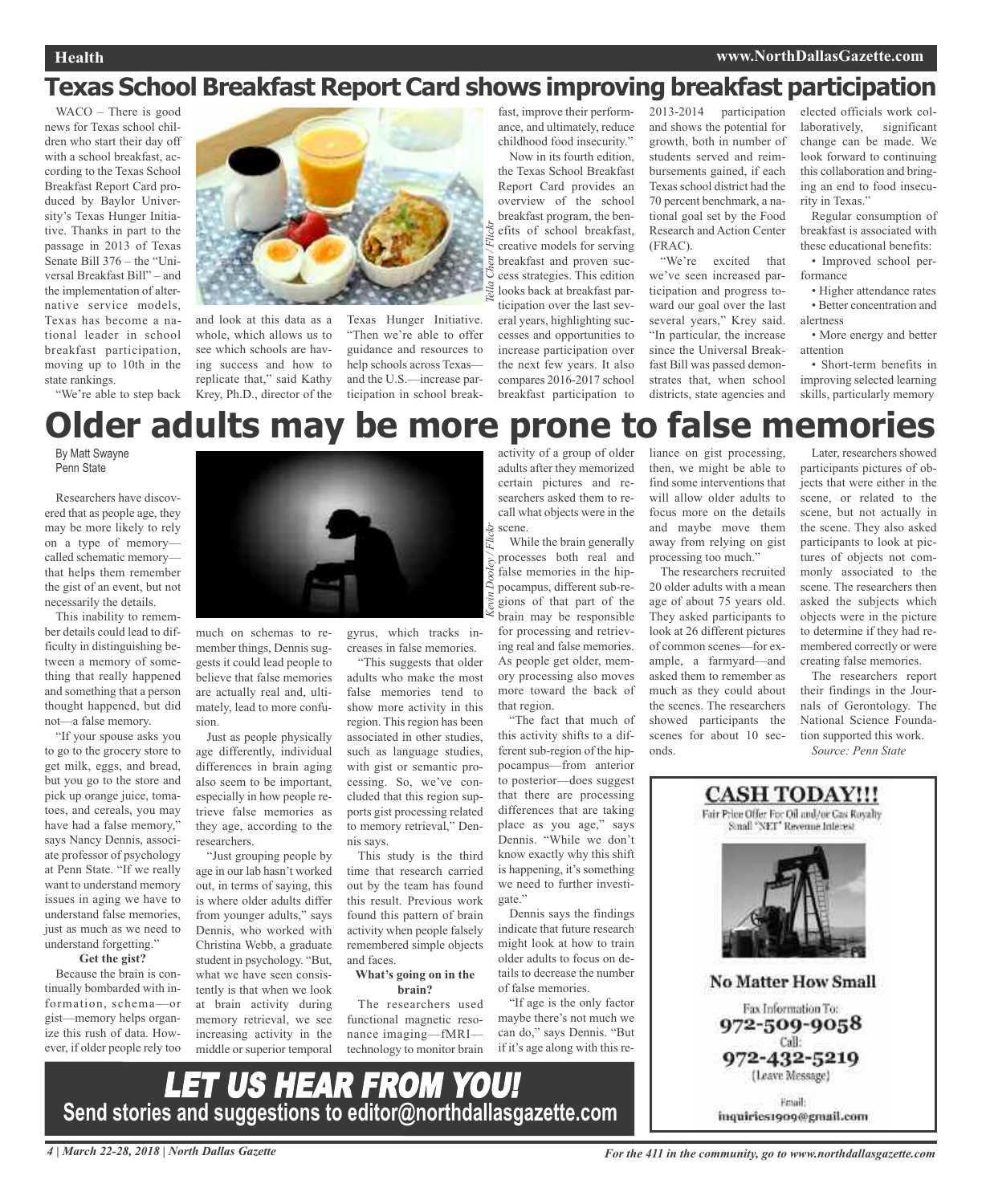## Texas School Breakfast Report Card shows improving breakfast participation

WACO – There is good news for Texas school children who start their day off with a school breakfast, according to the Texas School Breakfast Report Card produced by Baylor University's Texas Hunger Initiative. Thanks in part to the passage in 2013 of Texas Senate Bill 376 – the "Universal Breakfast Bill" – and the implementation of alternative service models, Texas has become a national leader in school breakfast participation, moving up to 10th in the state rankings.

"We're able to step back and look at this data as a whole, which allows us to see which schools are having success and how to replicate that," said Kathy Krey, Ph.D., director of the Texas Hunger Initiative. "Then we're able to offer guidance and resources to help schools across Texas—and the U.S.—increase participation in school breakfast, improve their performance, and ultimately, reduce childhood food insecurity."

*Tella Chen / Flickr*

Now in its fourth edition, the Texas School Breakfast Report Card provides an overview of the school breakfast program, the benefits of school breakfast, creative models for serving breakfast and proven success strategies. This edition looks back at breakfast participation over the last several years, highlighting successes and opportunities to increase participation over the next few years. It also compares 2016-2017 school breakfast participation to 2013-2014 participation and shows the potential for growth, both in number of students served and reimbursements gained, if each Texas school district had the 70 percent benchmark, a national goal set by the Food Research and Action Center (FRAC).

"We're excited that we've seen increased participation and progress toward our goal over the last several years," Krey said. "In particular, the increase since the Universal Breakfast Bill was passed demonstrates that, when school districts, state agencies and elected officials work collaboratively, significant change can be made. We look forward to continuing this collaboration and bringing an end to food insecurity in Texas."

Regular consumption of breakfast is associated with these educational benefits:

- Improved school performance
- Higher attendance rates
- Better concentration and alertness
- More energy and better attention
- Short-term benefits in improving selected learning skills, particularly memory

# Older adults may be more prone to false memories

By Matt Swayne
Penn State

Researchers have discovered that as people age, they may be more likely to rely on a type of memory—called schematic memory—that helps them remember the gist of an event, but not necessarily the details.

This inability to remember details could lead to difficulty in distinguishing between a memory of something that really happened and something that a person thought happened, but did not—a false memory.

"If your spouse asks you to go to the grocery store to get milk, eggs, and bread, but you go to the store and pick up orange juice, tomatoes, and cereals, you may have had a false memory," says Nancy Dennis, associate professor of psychology at Penn State. "If we really want to understand memory issues in aging we have to understand false memories, just as much as we need to understand forgetting."

**Get the gist?**

Because the brain is continually bombarded with information, schema—or gist—memory helps organize this rush of data. However, if older people rely too much on schemas to remember things, Dennis suggests it could lead people to believe that false memories are actually real and, ultimately, lead to more confusion.

Just as people physically age differently, individual differences in brain aging also seem to be important, especially in how people retrieve false memories as they age, according to the researchers.

"Just grouping people by age in our lab hasn't worked out, in terms of saying, this is where older adults differ from younger adults," says Dennis, who worked with Christina Webb, a graduate student in psychology. "But, what we have seen consistently is that when we look at brain activity during memory retrieval, we see increasing activity in the middle or superior temporal gyrus, which tracks increases in false memories.

"This suggests that older adults who make the most false memories tend to show more activity in this region. This region has been associated in other studies, such as language studies, with gist or semantic processing. So, we've concluded that this region supports gist processing related to memory retrieval," Dennis says.

This study is the third time that research carried out by the team has found this result. Previous work found this pattern of brain activity when people falsely remembered simple objects and faces.

**What's going on in the brain?**

The researchers used functional magnetic resonance imaging—fMRI—technology to monitor brain activity of a group of older adults after they memorized certain pictures and researchers asked them to recall what objects were in the scene.

*Kevin Dooley / Flickr*

While the brain generally processes both real and false memories in the hippocampus, different sub-regions of that part of the brain may be responsible for processing and retrieving real and false memories. As people get older, memory processing also moves more toward the back of that region.

"The fact that much of this activity shifts to a different sub-region of the hippocampus—from anterior to posterior—does suggest that there are processing differences that are taking place as you age," says Dennis. "While we don't know exactly why this shift is happening, it's something we need to further investigate."

Dennis says the findings indicate that future research might look at how to train older adults to focus on details to decrease the number of false memories.

"If age is the only factor maybe there's not much we can do," says Dennis. "But if it's age along with this reliance on gist processing, then, we might be able to find some interventions that will allow older adults to focus more on the details and maybe move them away from relying on gist processing too much."

The researchers recruited 20 older adults with a mean age of about 75 years old. They asked participants to look at 26 different pictures of common scenes—for example, a farmyard—and asked them to remember as much as they could about the scenes. The researchers showed participants the scenes for about 10 seconds.

Later, researchers showed participants pictures of objects that were either in the scene, or related to the scene, but not actually in the scene. They also asked participants to look at pictures of objects not commonly associated to the scene. The researchers then asked the subjects which objects were in the picture to determine if they had remembered correctly or were creating false memories.

The researchers report their findings in the Journals of Gerontology. The National Science Foundation supported this work.

*Source: Penn State*

**CASH TODAY!!!**

Fair Price Offer For Oil and/or Gas Royalty
Small "NET" Revenue Interest

**No Matter How Small**

Fax Information To:
972-509-9058
Call:
972-432-5219
(Leave Message)

Email:
inquiries1909@gmail.com

**LET US HEAR FROM YOU!**

**Send stories and suggestions to editor@northdallasgazette.com**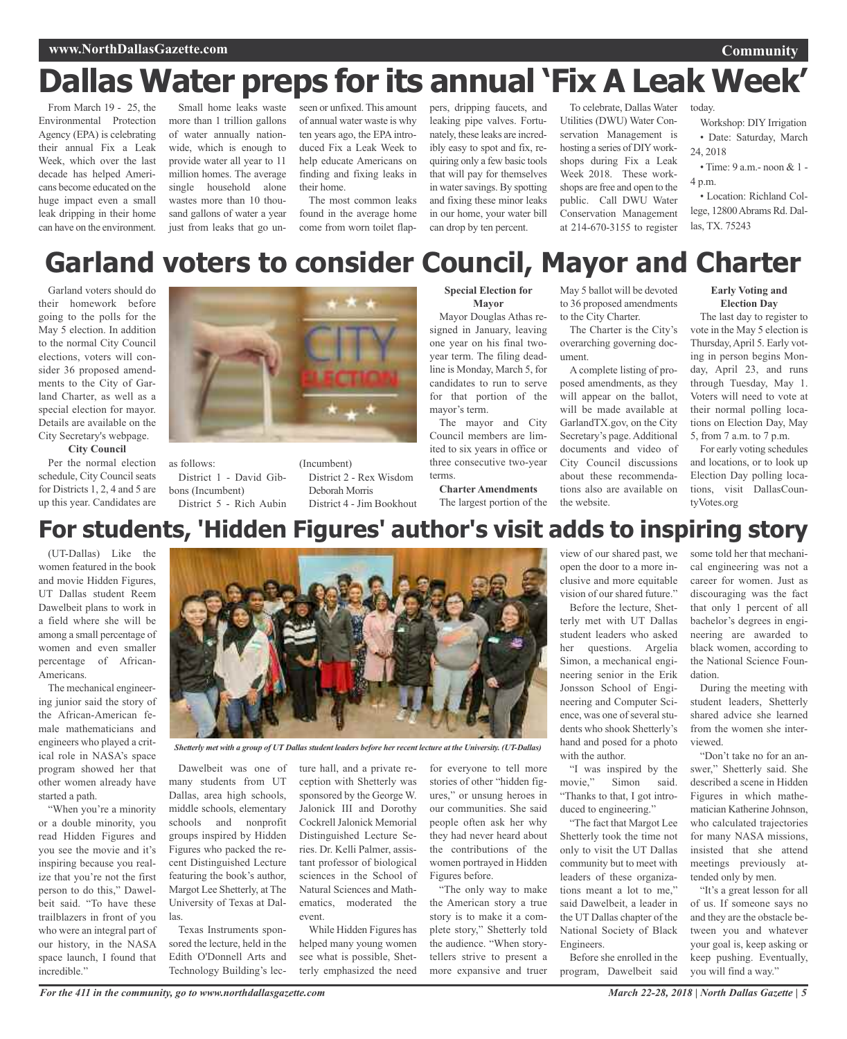# Dallas Water preps for its annual 'Fix A Leak Week'

From March 19 - 25, the Environmental Protection Agency (EPA) is celebrating their annual Fix a Leak Week, which over the last decade has helped Americans become educated on the huge impact even a small leak dripping in their home can have on the environment.

Small home leaks waste more than 1 trillion gallons of water annually nationwide, which is enough to provide water all year to 11 million homes. The average single household alone wastes more than 10 thousand gallons of water a year just from leaks that go unseen or unfixed. This amount of annual water waste is why ten years ago, the EPA introduced Fix a Leak Week to help educate Americans on finding and fixing leaks in their home.

The most common leaks found in the average home come from worn toilet flappers, dripping faucets, and leaking pipe valves. Fortunately, these leaks are incredibly easy to spot and fix, requiring only a few basic tools that will pay for themselves in water savings. By spotting and fixing these minor leaks in our home, your water bill can drop by ten percent.

To celebrate, Dallas Water Utilities (DWU) Water Conservation Management is hosting a series of DIY workshops during Fix a Leak Week 2018. These workshops are free and open to the public. Call DWU Water Conservation Management at 214-670-3155 to register today.

Workshop: DIY Irrigation

- Date: Saturday, March 24, 2018
- Time: 9 a.m.- noon & 1 - 4 p.m.
- Location: Richland College, 12800 Abrams Rd. Dallas, TX. 75243

# Garland voters to consider Council, Mayor and Charter

Garland voters should do their homework before going to the polls for the May 5 election. In addition to the normal City Council elections, voters will consider 36 proposed amendments to the City of Garland Charter, as well as a special election for mayor. Details are available on the City Secretary's webpage.

**City Council**

Per the normal election schedule, City Council seats for Districts 1, 2, 4 and 5 are up this year. Candidates are as follows:

District 1 - David Gibbons (Incumbent)
District 5 - Rich Aubin (Incumbent)
District 2 - Rex Wisdom
Deborah Morris
District 4 - Jim Bookhout

**Special Election for Mayor**

Mayor Douglas Athas resigned in January, leaving one year on his final two-year term. The filing deadline is Monday, March 5, for candidates to run to serve for that portion of the mayor's term.

The mayor and City Council members are limited to six years in office or three consecutive two-year terms.

**Charter Amendments**

The largest portion of the May 5 ballot will be devoted to 36 proposed amendments to the City Charter.

The Charter is the City's overarching governing document.

A complete listing of proposed amendments, as they will appear on the ballot, will be made available at GarlandTX.gov, on the City Secretary's page. Additional documents and video of City Council discussions about these recommendations also are available on the website.

**Early Voting and Election Day**

The last day to register to vote in the May 5 election is Thursday, April 5. Early voting in person begins Monday, April 23, and runs through Tuesday, May 1. Voters will need to vote at their normal polling locations on Election Day, May 5, from 7 a.m. to 7 p.m.

For early voting schedules and locations, or to look up Election Day polling locations, visit DallasCountyVotes.org

# For students, 'Hidden Figures' author's visit adds to inspiring story

(UT-Dallas) Like the women featured in the book and movie Hidden Figures, UT Dallas student Reem Dawelbeit plans to work in a field where she will be among a small percentage of women and even smaller percentage of African-Americans.

The mechanical engineering junior said the story of the African-American female mathematicians and engineers who played a critical role in NASA's space program showed her that other women already have started a path.

"When you're a minority or a double minority, you read Hidden Figures and you see the movie and it's inspiring because you realize that you're not the first person to do this," Dawelbeit said. "To have these trailblazers in front of you who were an integral part of our history, in the NASA space launch, I found that incredible."

*Shetterly met with a group of UT Dallas student leaders before her recent lecture at the University. (UT-Dallas)*

Dawelbeit was one of many students from UT Dallas, area high schools, middle schools, elementary schools and nonprofit groups inspired by Hidden Figures who packed the recent Distinguished Lecture featuring the book's author, Margot Lee Shetterly, at The University of Texas at Dallas.

Texas Instruments sponsored the lecture, held in the Edith O'Donnell Arts and Technology Building's lecture hall, and a private reception with Shetterly was sponsored by the George W. Jalonick III and Dorothy Cockrell Jalonick Memorial Distinguished Lecture Series. Dr. Kelli Palmer, assistant professor of biological sciences in the School of Natural Sciences and Mathematics, moderated the event.

While Hidden Figures has helped many young women see what is possible, Shetterly emphasized the need for everyone to tell more stories of other "hidden figures," or unsung heroes in our communities. She said people often ask her why they had never heard about the contributions of the women portrayed in Hidden Figures before.

"The only way to make the American story a true story is to make it a complete story," Shetterly told the audience. "When storytellers strive to present a more expansive and truer view of our shared past, we open the door to a more inclusive and more equitable vision of our shared future."

Before the lecture, Shetterly met with UT Dallas student leaders who asked her questions. Argelia Simon, a mechanical engineering senior in the Erik Jonsson School of Engineering and Computer Science, was one of several students who shook Shetterly's hand and posed for a photo with the author.

"I was inspired by the movie," Simon said. "Thanks to that, I got introduced to engineering."

"The fact that Margot Lee Shetterly took the time not only to visit the UT Dallas community but to meet with leaders of these organizations meant a lot to me," said Dawelbeit, a leader in the UT Dallas chapter of the National Society of Black Engineers.

Before she enrolled in the program, Dawelbeit said some told her that mechanical engineering was not a career for women. Just as discouraging was the fact that only 1 percent of all bachelor's degrees in engineering are awarded to black women, according to the National Science Foundation.

During the meeting with student leaders, Shetterly shared advice she learned from the women she interviewed.

"Don't take no for an answer," Shetterly said. She described a scene in Hidden Figures in which mathematician Katherine Johnson, who calculated trajectories for many NASA missions, insisted that she attend meetings previously attended only by men.

"It's a great lesson for all of us. If someone says no and they are the obstacle between you and whatever your goal is, keep asking or keep pushing. Eventually, you will find a way."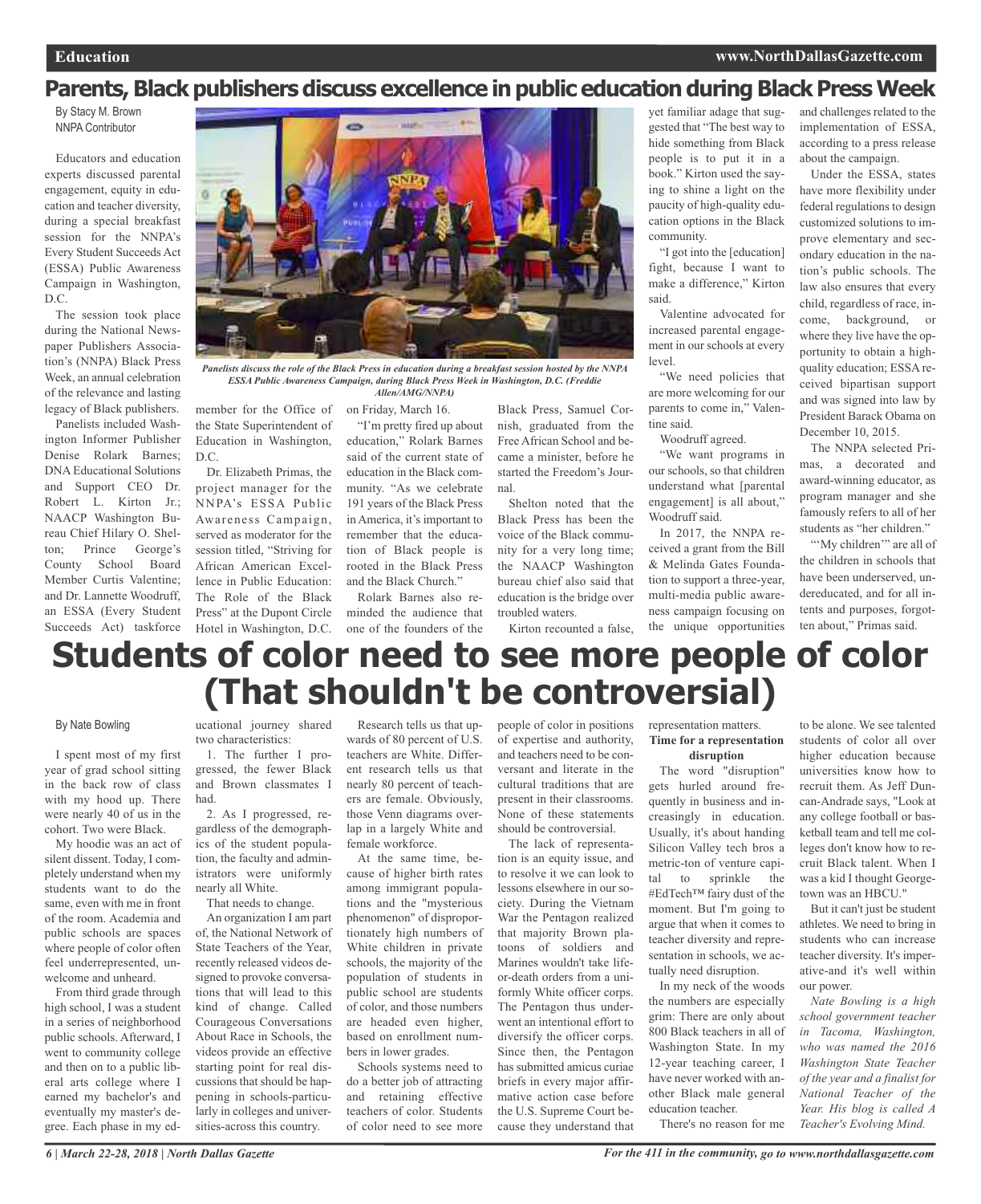# Parents, Black publishers discuss excellence in public education during Black Press Week

By Stacy M. Brown
NNPA Contributor

Educators and education experts discussed parental engagement, equity in education and teacher diversity, during a special breakfast session for the NNPA's Every Student Succeeds Act (ESSA) Public Awareness Campaign in Washington, D.C.

The session took place during the National Newspaper Publishers Association's (NNPA) Black Press Week, an annual celebration of the relevance and lasting legacy of Black publishers.

Panelists included Washington Informer Publisher Denise Rolark Barnes; DNA Educational Solutions and Support CEO Dr. Robert L. Kirton Jr.; NAACP Washington Bureau Chief Hilary O. Shelton; Prince George's County School Board Member Curtis Valentine; and Dr. Lannette Woodruff, an ESSA (Every Student Succeeds Act) taskforce member for the Office of the State Superintendent of Education in Washington, D.C.

*Panelists discuss the role of the Black Press in education during a breakfast session hosted by the NNPA ESSA Public Awareness Campaign, during Black Press Week in Washington, D.C. (Freddie Allen/AMG/NNPA)*

Dr. Elizabeth Primas, the project manager for the NNPA's ESSA Public Awareness Campaign, served as moderator for the session titled, "Striving for African American Excellence in Public Education: The Role of the Black Press" at the Dupont Circle Hotel in Washington, D.C. on Friday, March 16.

"I'm pretty fired up about education," Rolark Barnes said of the current state of education in the Black community. "As we celebrate 191 years of the Black Press in America, it's important to remember that the education of Black people is rooted in the Black Press and the Black Church."

Rolark Barnes also reminded the audience that one of the founders of the Black Press, Samuel Cornish, graduated from the Free African School and became a minister, before he started the Freedom's Journal.

Shelton noted that the Black Press has been the voice of the Black community for a very long time; the NAACP Washington bureau chief also said that education is the bridge over troubled waters.

Kirton recounted a false, yet familiar adage that suggested that "The best way to hide something from Black people is to put it in a book." Kirton used the saying to shine a light on the paucity of high-quality education options in the Black community.

"I got into the [education] fight, because I want to make a difference," Kirton said.

Valentine advocated for increased parental engagement in our schools at every level.

"We need policies that are more welcoming for our parents to come in," Valentine said.

Woodruff agreed.

"We want programs in our schools, so that children understand what [parental engagement] is all about," Woodruff said.

In 2017, the NNPA received a grant from the Bill & Melinda Gates Foundation to support a three-year, multi-media public awareness campaign focusing on the unique opportunities and challenges related to the implementation of ESSA, according to a press release about the campaign.

Under the ESSA, states have more flexibility under federal regulations to design customized solutions to improve elementary and secondary education in the nation's public schools. The law also ensures that every child, regardless of race, income, background, or where they live have the opportunity to obtain a high-quality education; ESSA received bipartisan support and was signed into law by President Barack Obama on December 10, 2015.

The NNPA selected Primas, a decorated and award-winning educator, as program manager and she famously refers to all of her students as "her children."

"'My children'" are all of the children in schools that have been underserved, undereducated, and for all intents and purposes, forgotten about," Primas said.

# Students of color need to see more people of color (That shouldn't be controversial)

By Nate Bowling

I spent most of my first year of grad school sitting in the back row of class with my hood up. There were nearly 40 of us in the cohort. Two were Black.

My hoodie was an act of silent dissent. Today, I completely understand when my students want to do the same, even with me in front of the room. Academia and public schools are spaces where people of color often feel underrepresented, unwelcome and unheard.

From third grade through high school, I was a student in a series of neighborhood public schools. Afterward, I went to community college and then on to a public liberal arts college where I earned my bachelor's and eventually my master's degree. Each phase in my educational journey shared two characteristics:

1. The further I progressed, the fewer Black and Brown classmates I had.

2. As I progressed, regardless of the demographics of the student population, the faculty and administrators were uniformly nearly all White.

That needs to change.

An organization I am part of, the National Network of State Teachers of the Year, recently released videos designed to provoke conversations that will lead to this kind of change. Called Courageous Conversations About Race in Schools, the videos provide an effective starting point for real discussions that should be happening in schools-particularly in colleges and universities-across this country.

Research tells us that upwards of 80 percent of U.S. teachers are White. Different research tells us that nearly 80 percent of teachers are female. Obviously, those Venn diagrams overlap in a largely White and female workforce.

At the same time, because of higher birth rates among immigrant populations and the "mysterious phenomenon" of disproportionately high numbers of White children in private schools, the majority of the population of students in public school are students of color, and those numbers are headed even higher, based on enrollment numbers in lower grades.

Schools systems need to do a better job of attracting and retaining effective teachers of color. Students of color need to see more people of color in positions of expertise and authority, and teachers need to be conversant and literate in the cultural traditions that are present in their classrooms. None of these statements should be controversial.

The lack of representation is an equity issue, and to resolve it we can look to lessons elsewhere in our society. During the Vietnam War the Pentagon realized that majority Brown platoons of soldiers and Marines wouldn't take life-or-death orders from a uniformly White officer corps. The Pentagon thus underwent an intentional effort to diversify the officer corps. Since then, the Pentagon has submitted amicus curiae briefs in every major affirmative action case before the U.S. Supreme Court because they understand that representation matters.

**Time for a representation disruption**

The word "disruption" gets hurled around frequently in business and increasingly in education. Usually, it's about handing Silicon Valley tech bros a metric-ton of venture capital to sprinkle the #EdTech™ fairy dust of the moment. But I'm going to argue that when it comes to teacher diversity and representation in schools, we actually need disruption.

In my neck of the woods the numbers are especially grim: There are only about 800 Black teachers in all of Washington State. In my 12-year teaching career, I have never worked with another Black male general education teacher.

There's no reason for me to be alone. We see talented students of color all over higher education because universities know how to recruit them. As Jeff Duncan-Andrade says, "Look at any college football or basketball team and tell me colleges don't know how to recruit Black talent. When I was a kid I thought Georgetown was an HBCU."

But it can't just be student athletes. We need to bring in students who can increase teacher diversity. It's imperative-and it's well within our power.

*Nate Bowling is a high school government teacher in Tacoma, Washington, who was named the 2016 Washington State Teacher of the year and a finalist for National Teacher of the Year. His blog is called A Teacher's Evolving Mind.*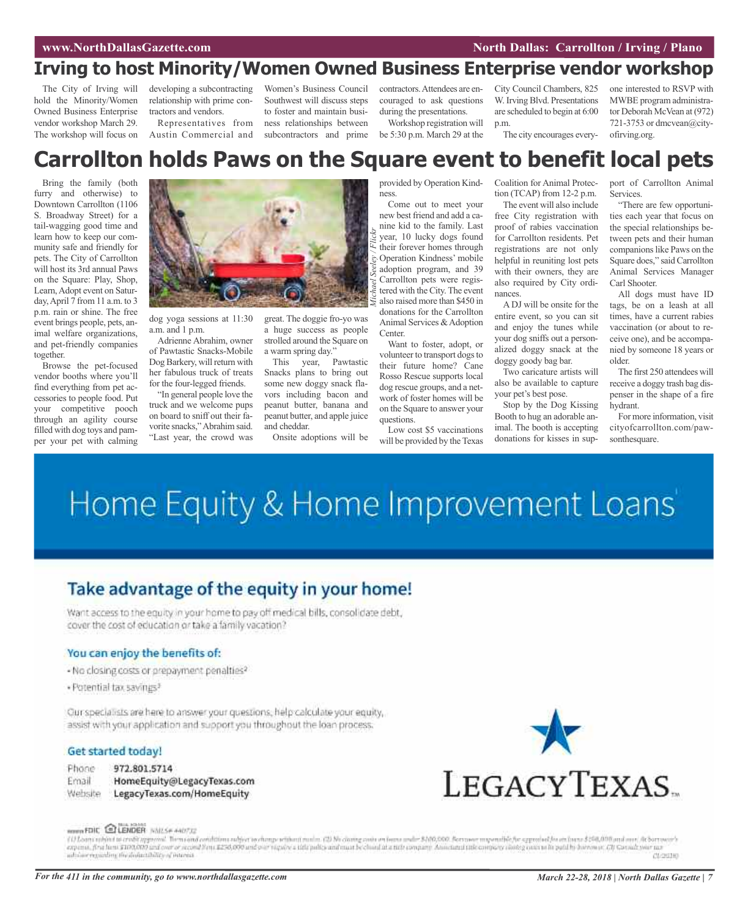# Irving to host Minority/Women Owned Business Enterprise vendor workshop

The City of Irving will hold the Minority/Women Owned Business Enterprise vendor workshop March 29. The workshop will focus on developing a subcontracting relationship with prime contractors and vendors.

Representatives from Austin Commercial and Women's Business Council Southwest will discuss steps to foster and maintain business relationships between subcontractors and prime contractors. Attendees are encouraged to ask questions during the presentations.

Workshop registration will be 5:30 p.m. March 29 at the City Council Chambers, 825 W. Irving Blvd. Presentations are scheduled to begin at 6:00 p.m.

The city encourages everyone interested to RSVP with MWBE program administrator Deborah McVean at (972) 721-3753 or dmcvean@cityofirving.org.

# Carrollton holds Paws on the Square event to benefit local pets

Bring the family (both furry and otherwise) to Downtown Carrollton (1106 S. Broadway Street) for a tail-wagging good time and learn how to keep our community safe and friendly for pets. The City of Carrollton will host its 3rd annual Paws on the Square: Play, Shop, Learn, Adopt event on Saturday, April 7 from 11 a.m. to 3 p.m. rain or shine. The free event brings people, pets, animal welfare organizations, and pet-friendly companies together.

Browse the pet-focused vendor booths where you'll find everything from pet accessories to people food. Put your competitive pooch through an agility course filled with dog toys and pamper your pet with calming dog yoga sessions at 11:30 a.m. and 1 p.m.

Michael Seeley / Flickr

Adrienne Abrahim, owner of Pawtastic Snacks-Mobile Dog Barkery, will return with her fabulous truck of treats for the four-legged friends.

"In general people love the truck and we welcome pups on board to sniff out their favorite snacks," Abrahim said. "Last year, the crowd was great. The doggie fro-yo was a huge success as people strolled around the Square on a warm spring day."

This year, Pawtastic Snacks plans to bring out some new doggy snack flavors including bacon and peanut butter, banana and peanut butter, and apple juice and cheddar.

Onsite adoptions will be provided by Operation Kindness.

Come out to meet your new best friend and add a canine kid to the family. Last year, 10 lucky dogs found their forever homes through Operation Kindness' mobile adoption program, and 39 Carrollton pets were registered with the City. The event also raised more than $450 in donations for the Carrollton Animal Services & Adoption Center.

Want to foster, adopt, or volunteer to transport dogs to their future home? Cane Rosso Rescue supports local dog rescue groups, and a network of foster homes will be on the Square to answer your questions.

Low cost $5 vaccinations will be provided by the Texas Coalition for Animal Protection (TCAP) from 12-2 p.m.

The event will also include free City registration with proof of rabies vaccination for Carrollton residents. Pet registrations are not only helpful in reuniting lost pets with their owners, they are also required by City ordinances.

A DJ will be onsite for the entire event, so you can sit and enjoy the tunes while your dog sniffs out a personalized doggy snack at the doggy goody bag bar.

Two caricature artists will also be available to capture your pet's best pose.

Stop by the Dog Kissing Booth to hug an adorable animal. The booth is accepting donations for kisses in support of Carrollton Animal Services.

"There are few opportunities each year that focus on the special relationships between pets and their human companions like Paws on the Square does," said Carrollton Animal Services Manager Carl Shooter.

All dogs must have ID tags, be on a leash at all times, have a current rabies vaccination (or about to receive one), and be accompanied by someone 18 years or older.

The first 250 attendees will receive a doggy trash bag dispenser in the shape of a fire hydrant.

For more information, visit cityofcarrollton.com/pawsonthesquare.

# Home Equity & Home Improvement Loans[1]

## Take advantage of the equity in your home!

Want access to the equity in your home to pay off medical bills, consolidate debt, cover the cost of education or take a family vacation?

### You can enjoy the benefits of:

- No closing costs or prepayment penalties[2]
- Potential tax savings[3]

Our specialists are here to answer your questions, help calculate your equity, assist with your application and support you throughout the loan process.

### Get started today!

Phone 972.801.5714
Email HomeEquity@LegacyTexas.com
Website LegacyTexas.com/HomeEquity

LEGACYTEXAS

Member FDIC  Equal Housing LENDER  NMLS# 440732

(1) Loans subject to credit approval. Terms and conditions subject to change without notice. (2) No closing costs on loans under $100,000. Borrower responsible for appraisal fee on loans $100,000 and over. At borrower's expense, first liens $100,000 and over or second liens $250,000 and over require a title policy and must be closed at a title company. Associated title company closing costs to be paid by borrower. (3) Consult your tax advisor regarding the deductibility of interest. (1/2018)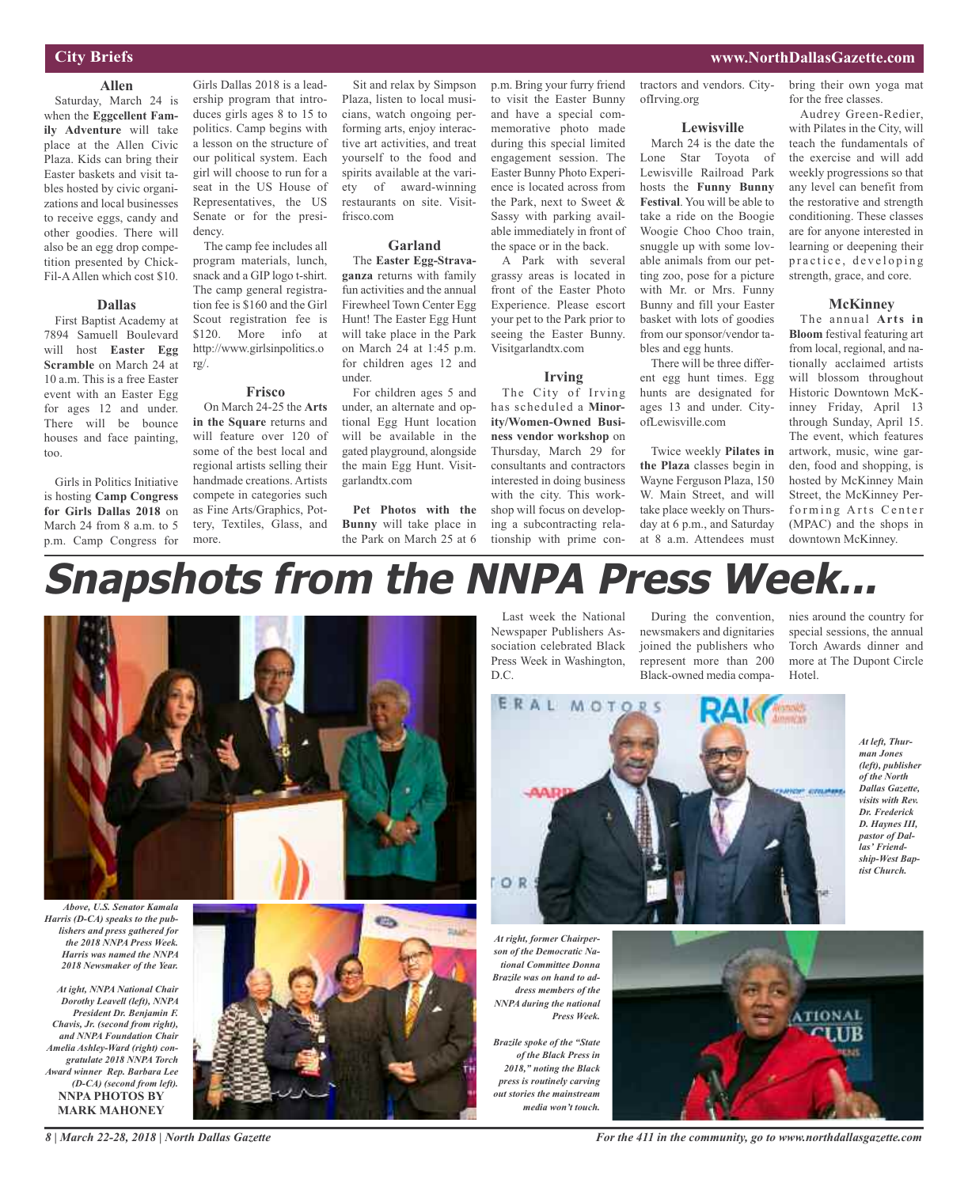## City Briefs

### Allen

Saturday, March 24 is when the **Eggcellent Family Adventure** will take place at the Allen Civic Plaza. Kids can bring their Easter baskets and visit tables hosted by civic organizations and local businesses to receive eggs, candy and other goodies. There will also be an egg drop competition presented by Chick-Fil-A Allen which cost $10.

### Dallas

First Baptist Academy at 7894 Samuell Boulevard will host **Easter Egg Scramble** on March 24 at 10 a.m. This is a free Easter event with an Easter Egg for ages 12 and under. There will be bounce houses and face painting, too.

Girls in Politics Initiative is hosting **Camp Congress for Girls Dallas 2018** on March 24 from 8 a.m. to 5 p.m. Camp Congress for Girls Dallas 2018 is a leadership program that introduces girls ages 8 to 15 to politics. Camp begins with a lesson on the structure of our political system. Each girl will choose to run for a seat in the US House of Representatives, the US Senate or for the presidency.

The camp fee includes all program materials, lunch, snack and a GIP logo t-shirt. The camp general registration fee is $160 and the Girl Scout registration fee is $120. More info at http://www.girlsinpolitics.org/.

### Frisco

On March 24-25 the **Arts in the Square** returns and will feature over 120 of some of the best local and regional artists selling their handmade creations. Artists compete in categories such as Fine Arts/Graphics, Pottery, Textiles, Glass, and more.

Sit and relax by Simpson Plaza, listen to local musicians, watch ongoing performing arts, enjoy interactive art activities, and treat yourself to the food and spirits available at the variety of award-winning restaurants on site. Visitfrisco.com

### Garland

The **Easter Egg-Stravaganza** returns with family fun activities and the annual Firewheel Town Center Egg Hunt! The Easter Egg Hunt will take place in the Park on March 24 at 1:45 p.m. for children ages 12 and under.

For children ages 5 and under, an alternate and optional Egg Hunt location will be available in the gated playground, alongside the main Egg Hunt. Visitgarlandtx.com

**Pet Photos with the Bunny** will take place in the Park on March 25 at 6 p.m. Bring your furry friend to visit the Easter Bunny and have a special commemorative photo made during this special limited engagement session. The Easter Bunny Photo Experience is located across from the Park, next to Sweet & Sassy with parking available immediately in front of the space or in the back.

A Park with several grassy areas is located in front of the Easter Photo Experience. Please escort your pet to the Park prior to seeing the Easter Bunny. Visitgarlandtx.com

### Irving

The City of Irving has scheduled a **Minority/Women-Owned Business vendor workshop** on Thursday, March 29 for consultants and contractors interested in doing business with the city. This workshop will focus on developing a subcontracting relationship with prime contractors and vendors. CityofIrving.org

### Lewisville

March 24 is the date the Lone Star Toyota of Lewisville Railroad Park hosts the **Funny Bunny Festival**. You will be able to take a ride on the Boogie Woogie Choo Choo train, snuggle up with some lovable animals from our petting zoo, pose for a picture with Mr. or Mrs. Funny Bunny and fill your Easter basket with lots of goodies from our sponsor/vendor tables and egg hunts.

There will be three different egg hunt times. Egg hunts are designated for ages 13 and under. CityofLewisville.com

Twice weekly **Pilates in the Plaza** classes begin in Wayne Ferguson Plaza, 150 W. Main Street, and will take place weekly on Thursday at 6 p.m., and Saturday at 8 a.m. Attendees must bring their own yoga mat for the free classes.

Audrey Green-Redier, with Pilates in the City, will teach the fundamentals of the exercise and will add weekly progressions so that any level can benefit from the restorative and strength conditioning. These classes are for anyone interested in learning or deepening their practice, developing strength, grace, and core.

### McKinney

The annual **Arts in Bloom** festival featuring art from local, regional, and nationally acclaimed artists will blossom throughout Historic Downtown McKinney Friday, April 13 through Sunday, April 15. The event, which features artwork, music, wine garden, food and shopping, is hosted by McKinney Main Street, the McKinney Performing Arts Center (MPAC) and the shops in downtown McKinney.

# Snapshots from the NNPA Press Week...

Last week the National Newspaper Publishers Association celebrated Black Press Week in Washington, D.C.

During the convention, newsmakers and dignitaries joined the publishers who represent more than 200 Black-owned media companies around the country for special sessions, the annual Torch Awards dinner and more at The Dupont Circle Hotel.

*Above, U.S. Senator Kamala Harris (D-CA) speaks to the publishers and press gathered for the 2018 NNPA Press Week. Harris was named the NNPA 2018 Newsmaker of the Year.*

*At ight, NNPA National Chair Dorothy Leavell (left), NNPA President Dr. Benjamin F. Chavis, Jr. (second from right), and NNPA Foundation Chair Amelia Ashley-Ward (right) congratulate 2018 NNPA Torch Award winner Rep. Barbara Lee (D-CA) (second from left).*

**NNPA PHOTOS BY MARK MAHONEY**

*At left, Thurman Jones (left), publisher of the North Dallas Gazette, visits with Rev. Dr. Frederick D. Haynes III, pastor of Dallas' Friendship-West Baptist Church.*

*At right, former Chairperson of the Democratic National Committee Donna Brazile was on hand to address members of the NNPA during the national Press Week.*

*Brazile spoke of the "State of the Black Press in 2018," noting the Black press is routinely carving out stories the mainstream media won't touch.*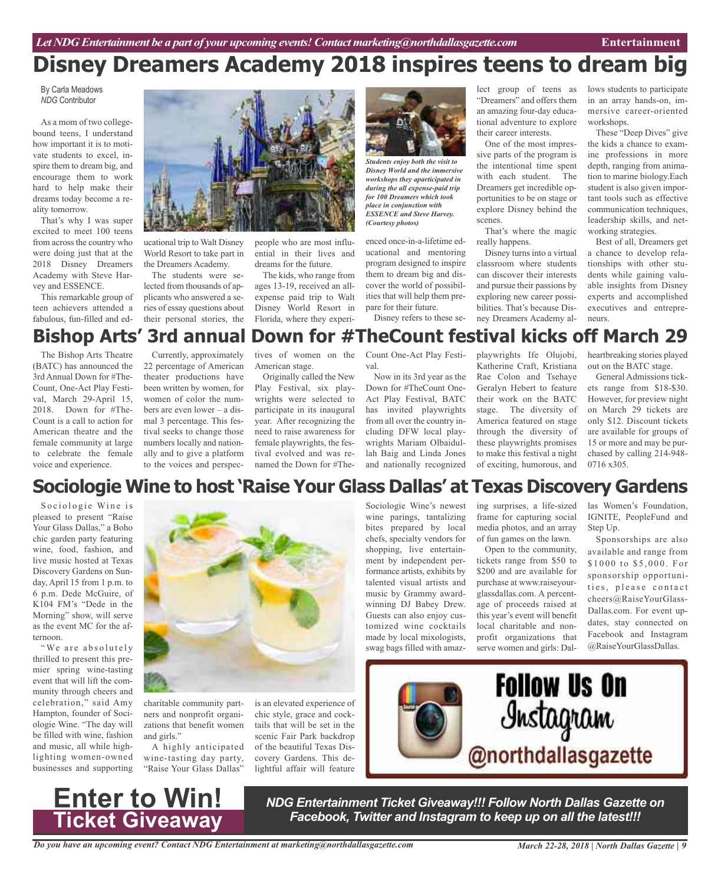# Disney Dreamers Academy 2018 inspires teens to dream big

By Carla Meadows
*NDG* Contributor

As a mom of two college-bound teens, I understand how important it is to motivate students to excel, inspire them to dream big, and encourage them to work hard to help make their dreams today become a reality tomorrow.

That's why I was super excited to meet 100 teens from across the country who were doing just that at the 2018 Disney Dreamers Academy with Steve Harvey and ESSENCE.

This remarkable group of teen achievers attended a fabulous, fun-filled and educational trip to Walt Disney World Resort to take part in the Dreamers Academy.

The students were selected from thousands of applicants who answered a series of essay questions about their personal stories, the people who are most influential in their lives and dreams for the future.

The kids, who range from ages 13-19, received an all-expense paid trip to Walt Disney World Resort in Florida, where they experienced once-in-a-lifetime educational and mentoring program designed to inspire them to dream big and discover the world of possibilities that will help them prepare for their future.

*Students enjoy both the visit to Disney World and the immersive workshops they aparticipated in during the all expense-paid trip for 100 Dreamers which took place in conjunction with ESSENCE and Steve Harvey. (Courtesy photos)*

Disney refers to these select group of teens as "Dreamers" and offers them an amazing four-day educational adventure to explore their career interests.

One of the most impressive parts of the program is the intentional time spent with each student. The Dreamers get incredible opportunities to be on stage or explore Disney behind the scenes.

That's where the magic really happens.

Disney turns into a virtual classroom where students can discover their interests and pursue their passions by exploring new career possibilities. That's because Disney Dreamers Academy allows students to participate in an array hands-on, immersive career-oriented workshops.

These "Deep Dives" give the kids a chance to examine professions in more depth, ranging from animation to marine biology.Each student is also given important tools such as effective communication techniques, leadership skills, and networking strategies.

Best of all, Dreamers get a chance to develop relationships with other students while gaining valuable insights from Disney experts and accomplished executives and entrepreneurs.

# Bishop Arts' 3rd annual Down for #TheCount festival kicks off March 29

The Bishop Arts Theatre (BATC) has announced the 3rd Annual Down for #TheCount, One-Act Play Festival, March 29-April 15, 2018. Down for #TheCount is a call to action for American theatre and the female community at large to celebrate the female voice and experience.

Currently, approximately 22 percentage of American theater productions have been written by women, for women of color the numbers are even lower – a dismal 3 percentage. This festival seeks to change those numbers locally and nationally and to give a platform to the voices and perspectives of women on the American stage.

Originally called the New Play Festival, six playwrights were selected to participate in its inaugural year. After recognizing the need to raise awareness for female playwrights, the festival evolved and was renamed the Down for #TheCount One-Act Play Festival.

Now in its 3rd year as the Down for #TheCount One-Act Play Festival, BATC has invited playwrights from all over the country including DFW local playwrights Mariam Olbaidullah Baig and Linda Jones and nationally recognized playwrights Ife Olujobi, Katherine Craft, Kristiana Rae Colon and Tsehaye Geralyn Hebert to feature their work on the BATC stage. The diversity of America featured on stage through the diversity of these playwrights promises to make this festival a night of exciting, humorous, and heartbreaking stories played out on the BATC stage.

General Admissions tickets range from $18-$30. However, for preview night on March 29 tickets are only $12. Discount tickets are available for groups of 15 or more and may be purchased by calling 214-948-0716 x305.

# Sociologie Wine to host 'Raise Your Glass Dallas' at Texas Discovery Gardens

Sociologie Wine is pleased to present "Raise Your Glass Dallas," a Boho chic garden party featuring wine, food, fashion, and live music hosted at Texas Discovery Gardens on Sunday, April 15 from 1 p.m. to 6 p.m. Dede McGuire, of K104 FM's "Dede in the Morning" show, will serve as the event MC for the afternoon.

"We are absolutely thrilled to present this premier spring wine-tasting event that will lift the community through cheers and celebration," said Amy Hampton, founder of Sociologie Wine. "The day will be filled with wine, fashion and music, all while highlighting women-owned businesses and supporting charitable community partners and nonprofit organizations that benefit women and girls."

A highly anticipated wine-tasting day party, "Raise Your Glass Dallas" is an elevated experience of chic style, grace and cocktails that will be set in the scenic Fair Park backdrop of the beautiful Texas Discovery Gardens. This delightful affair will feature Sociologie Wine's newest wine parings, tantalizing bites prepared by local chefs, specialty vendors for shopping, live entertainment by independent performance artists, exhibits by talented visual artists and music by Grammy award-winning DJ Babey Drew. Guests can also enjoy customized wine cocktails made by local mixologists, swag bags filled with amazing surprises, a life-sized frame for capturing social media photos, and an array of fun games on the lawn.

Open to the community, tickets range from $50 to $200 and are available for purchase at www.raiseyourglassdallas.com. A percentage of proceeds raised at this year's event will benefit local charitable and nonprofit organizations that serve women and girls: Dallas Women's Foundation, IGNITE, PeopleFund and Step Up.

Sponsorships are also available and range from $1000 to $5,000. For sponsorship opportunities, please contact cheers@RaiseYourGlassDallas.com. For event updates, stay connected on Facebook and Instagram @RaiseYourGlassDallas.

**Follow Us On Instagram @northdallasgazette**

# Enter to Win!
## Ticket Giveaway

***NDG Entertainment Ticket Giveaway!!! Follow North Dallas Gazette on Facebook, Twitter and Instagram to keep up on all the latest!!!***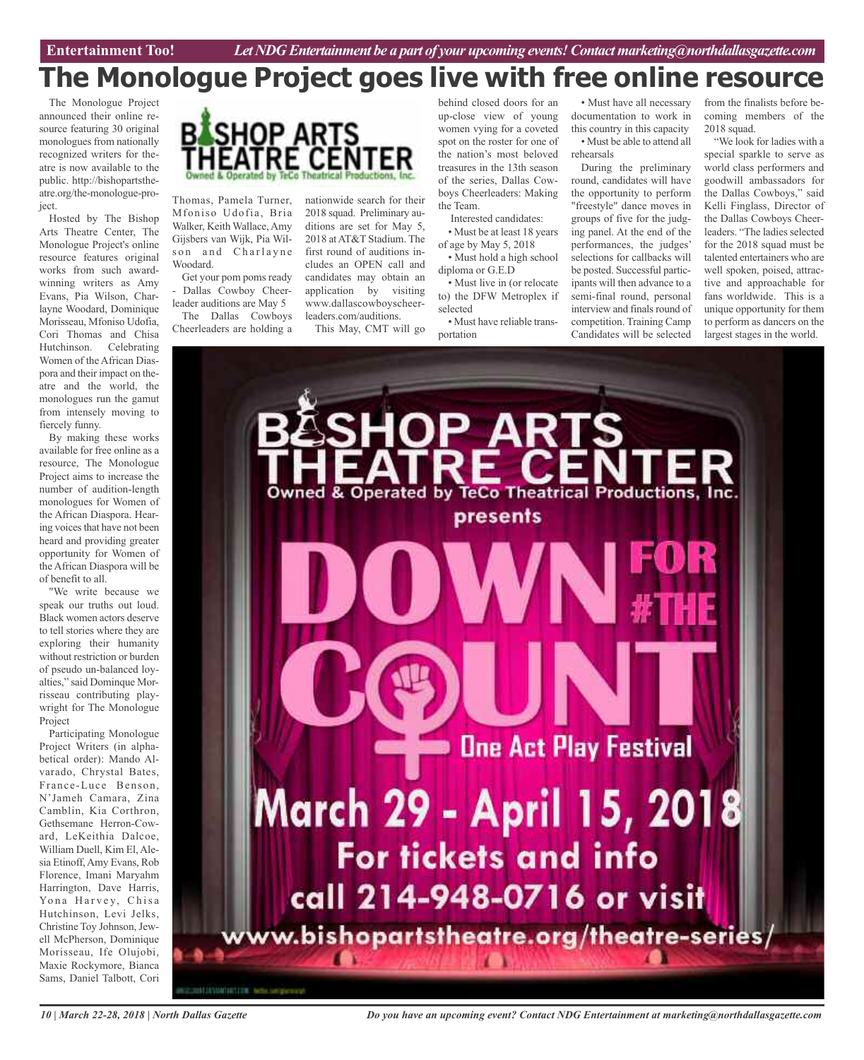# The Monologue Project goes live with free online resource

The Monologue Project announced their online resource featuring 30 original monologues from nationally recognized writers for theatre is now available to the public. http://bishopartstheatre.org/the-monologue-project.

Hosted by The Bishop Arts Theatre Center, The Monologue Project's online resource features original works from such award-winning writers as Amy Evans, Pia Wilson, Charlayne Woodard, Dominique Morisseau, Mfoniso Udofia, Cori Thomas and Chisa Hutchinson. Celebrating Women of the African Diaspora and their impact on theatre and the world, the monologues run the gamut from intensely moving to fiercely funny.

By making these works available for free online as a resource, The Monologue Project aims to increase the number of audition-length monologues for Women of the African Diaspora. Hearing voices that have not been heard and providing greater opportunity for Women of the African Diaspora will be of benefit to all.

"We write because we speak our truths out loud. Black women actors deserve to tell stories where they are exploring their humanity without restriction or burden of pseudo un-balanced loyalties," said Dominque Morrisseau contributing playwright for The Monologue Project

Participating Monologue Project Writers (in alphabetical order): Mando Alvarado, Chrystal Bates, France-Luce Benson, N'Jameh Camara, Zina Camblin, Kia Corthron, Gethsemane Herron-Coward, LeKeithia Dalcoe, William Duell, Kim El, Alesia Etinoff, Amy Evans, Rob Florence, Imani Maryahm Harrington, Dave Harris, Yona Harvey, Chisa Hutchinson, Levi Jelks, Christine Toy Johnson, Jewell McPherson, Dominique Morisseau, Ife Olujobi, Maxie Rockymore, Bianca Sams, Daniel Talbott, Cori Thomas, Pamela Turner, Mfoniso Udofia, Bria Walker, Keith Wallace, Amy Gijsbers van Wijk, Pia Wilson and Charlayne Woodard.

Get your pom poms ready - Dallas Cowboy Cheerleader auditions are May 5

The Dallas Cowboys Cheerleaders are holding a nationwide search for their 2018 squad. Preliminary auditions are set for May 5, 2018 at AT&T Stadium. The first round of auditions includes an OPEN call and candidates may obtain an application by visiting www.dallascowboyscheerleaders.com/auditions.

This May, CMT will go behind closed doors for an up-close view of young women vying for a coveted spot on the roster for one of the nation's most beloved treasures in the 13th season of the series, Dallas Cowboys Cheerleaders: Making the Team.

Interested candidates:

- Must be at least 18 years of age by May 5, 2018
- Must hold a high school diploma or G.E.D
- Must live in (or relocate to) the DFW Metroplex if selected
- Must have reliable transportation
- Must have all necessary documentation to work in this country in this capacity
- Must be able to attend all rehearsals

During the preliminary round, candidates will have the opportunity to perform "freestyle" dance moves in groups of five for the judging panel. At the end of the performances, the judges' selections for callbacks will be posted. Successful participants will then advance to a semi-final round, personal interview and finals round of competition. Training Camp Candidates will be selected from the finalists before becoming members of the 2018 squad.

"We look for ladies with a special sparkle to serve as world class performers and goodwill ambassadors for the Dallas Cowboys," said Kelli Finglass, Director of the Dallas Cowboys Cheerleaders. "The ladies selected for the 2018 squad must be talented entertainers who are well spoken, poised, attractive and approachable for fans worldwide. This is a unique opportunity for them to perform as dancers on the largest stages in the world.

**Bishop Arts Theatre Center**
Owned & Operated by TeCo Theatrical Productions, Inc.
presents

**Down for #The Count**
One Act Play Festival

**March 29 - April 15, 2018**
For tickets and info call 214-948-0716 or visit
www.bishopartstheatre.org/theatre-series/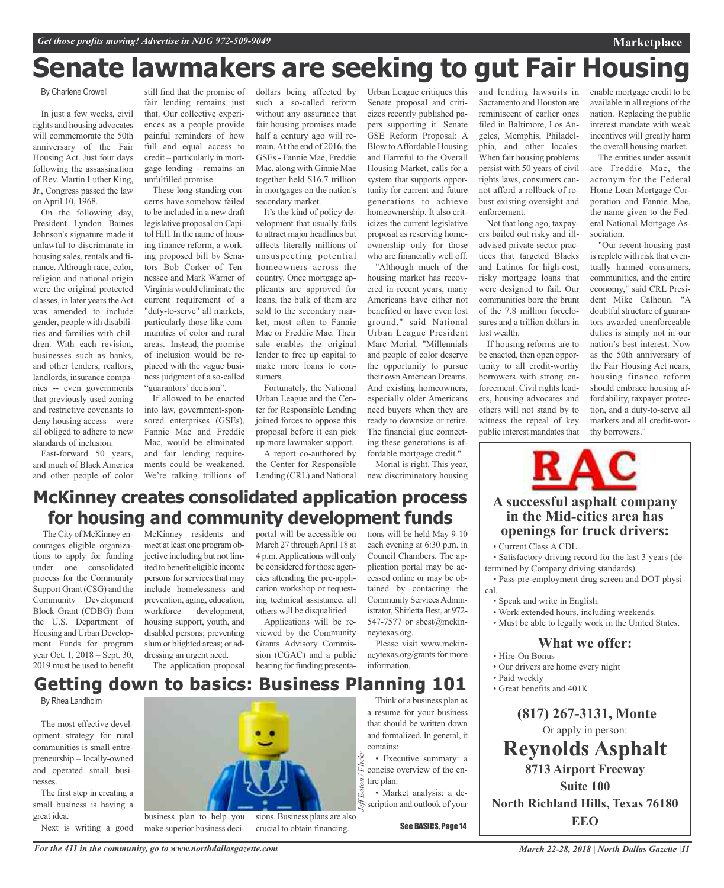# Senate lawmakers are seeking to gut Fair Housing

By Charlene Crowell

In just a few weeks, civil rights and housing advocates will commemorate the 50th anniversary of the Fair Housing Act. Just four days following the assassination of Rev. Martin Luther King, Jr., Congress passed the law on April 10, 1968.

On the following day, President Lyndon Baines Johnson's signature made it unlawful to discriminate in housing sales, rentals and finance. Although race, color, religion and national origin were the original protected classes, in later years the Act was amended to include gender, people with disabilities and families with children. With each revision, businesses such as banks, and other lenders, realtors, landlords, insurance companies -- even governments that previously used zoning and restrictive covenants to deny housing access – were all obliged to adhere to new standards of inclusion.

Fast-forward 50 years, and much of Black America and other people of color still find that the promise of fair lending remains just that. Our collective experiences as a people provide painful reminders of how full and equal access to credit – particularly in mortgage lending - remains an unfulfilled promise.

These long-standing concerns have somehow failed to be included in a new draft legislative proposal on Capitol Hill. In the name of housing finance reform, a working proposed bill by Senators Bob Corker of Tennessee and Mark Warner of Virginia would eliminate the current requirement of a "duty-to-serve" all markets, particularly those like communities of color and rural areas. Instead, the promise of inclusion would be replaced with the vague business judgment of a so-called "guarantors' decision".

If allowed to be enacted into law, government-sponsored enterprises (GSEs), Fannie Mae and Freddie Mac, would be eliminated and fair lending requirements could be weakened. We're talking trillions of dollars being affected by such a so-called reform without any assurance that fair housing promises made half a century ago will remain. At the end of 2016, the GSEs - Fannie Mae, Freddie Mac, along with Ginnie Mae together held $16.7 trillion in mortgages on the nation's secondary market.

It's the kind of policy development that usually fails to attract major headlines but affects literally millions of unsuspecting potential homeowners across the country. Once mortgage applicants are approved for loans, the bulk of them are sold to the secondary market, most often to Fannie Mae or Freddie Mac. Their sale enables the original lender to free up capital to make more loans to consumers.

Fortunately, the National Urban League and the Center for Responsible Lending joined forces to oppose this proposal before it can pick up more lawmaker support.

A report co-authored by the Center for Responsible Lending (CRL) and National Urban League critiques this Senate proposal and criticizes recently published papers supporting it. Senate GSE Reform Proposal: A Blow to Affordable Housing and Harmful to the Overall Housing Market, calls for a system that supports opportunity for current and future generations to achieve homeownership. It also criticizes the current legislative proposal as reserving homeownership only for those who are financially well off.

"Although much of the housing market has recovered in recent years, many Americans have either not benefited or have even lost ground," said National Urban League President Marc Morial. "Millennials and people of color deserve the opportunity to pursue their own American Dreams. And existing homeowners, especially older Americans need buyers when they are ready to downsize or retire. The financial glue connecting these generations is affordable mortgage credit."

Morial is right. This year, new discriminatory housing and lending lawsuits in Sacramento and Houston are reminiscent of earlier ones filed in Baltimore, Los Angeles, Memphis, Philadelphia, and other locales. When fair housing problems persist with 50 years of civil rights laws, consumers cannot afford a rollback of robust existing oversight and enforcement.

Not that long ago, taxpayers bailed out risky and ill-advised private sector practices that targeted Blacks and Latinos for high-cost, risky mortgage loans that were designed to fail. Our communities bore the brunt of the 7.8 million foreclosures and a trillion dollars in lost wealth.

If housing reforms are to be enacted, then open opportunity to all credit-worthy borrowers with strong enforcement. Civil rights leaders, housing advocates and others will not stand by to witness the repeal of key public interest mandates that enable mortgage credit to be available in all regions of the nation. Replacing the public interest mandate with weak incentives will greatly harm the overall housing market.

The entities under assault are Freddie Mac, the acronym for the Federal Home Loan Mortgage Corporation and Fannie Mae, the name given to the Federal National Mortgage Association.

"Our recent housing past is replete with risk that eventually harmed consumers, communities, and the entire economy," said CRL President Mike Calhoun. "A doubtful structure of guarantors awarded unenforceable duties is simply not in our nation's best interest. Now as the 50th anniversary of the Fair Housing Act nears, housing finance reform should embrace housing affordability, taxpayer protection, and a duty-to-serve all markets and all credit-worthy borrowers."

# McKinney creates consolidated application process for housing and community development funds

The City of McKinney encourages eligible organizations to apply for funding under one consolidated process for the Community Support Grant (CSG) and the Community Development Block Grant (CDBG) from the U.S. Department of Housing and Urban Development. Funds for program year Oct. 1, 2018 – Sept. 30, 2019 must be used to benefit McKinney residents and meet at least one program objective including but not limited to benefit eligible income persons for services that may include homelessness and prevention, aging, education, workforce development, housing support, youth, and disabled persons; preventing slum or blighted areas; or addressing an urgent need.

The application proposal portal will be accessible on March 27 through April 18 at 4 p.m. Applications will only be considered for those agencies attending the pre-application workshop or requesting technical assistance, all others will be disqualified.

Applications will be reviewed by the Community Grants Advisory Commission (CGAC) and a public hearing for funding presentations will be held May 9-10 each evening at 6:30 p.m. in Council Chambers. The application portal may be accessed online or may be obtained by contacting the Community Services Administrator, Shirletta Best, at 972-547-7577 or sbest@mckinneytexas.org.

Please visit www.mckinneytexas.org/grants for more information.

# Getting down to basics: Business Planning 101

By Rhea Landholm

The most effective development strategy for rural communities is small entrepreneurship – locally-owned and operated small businesses.

The first step in creating a small business is having a great idea.

Next is writing a good business plan to help you make superior business decisions. Business plans are also crucial to obtain financing.

Jeff Eaton / Flickr

Think of a business plan as a resume for your business that should be written down and formalized. In general, it contains:

- Executive summary: a concise overview of the entire plan.
- Market analysis: a description and outlook of your

See BASICS, Page 14

---

**RAC**

**A successful asphalt company in the Mid-cities area has openings for truck drivers:**

- Current Class A CDL
- Satisfactory driving record for the last 3 years (determined by Company driving standards).
- Pass pre-employment drug screen and DOT physical.
- Speak and write in English.
- Work extended hours, including weekends.
- Must be able to legally work in the United States.

**What we offer:**

- Hire-On Bonus
- Our drivers are home every night
- Paid weekly
- Great benefits and 401K

**(817) 267-3131, Monte**

Or apply in person:

**Reynolds Asphalt**

**8713 Airport Freeway**

**Suite 100**

**North Richland Hills, Texas 76180**

**EEO**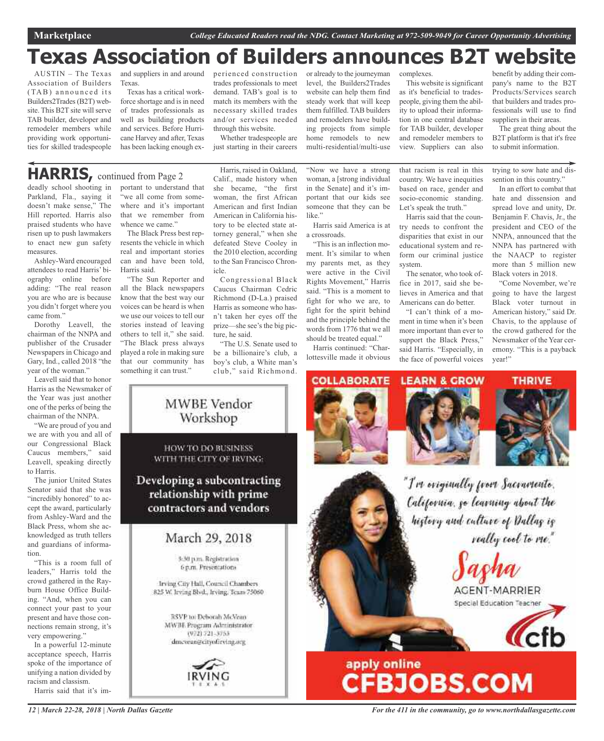# Texas Association of Builders announces B2T website

AUSTIN – The Texas Association of Builders (TAB) announced its Builders2Trades (B2T) website. This B2T site will serve TAB builder, developer and remodeler members while providing work opportunities for skilled tradespeople and suppliers in and around Texas.

Texas has a critical workforce shortage and is in need of trades professionals as well as building products and services. Before Hurricane Harvey and after, Texas has been lacking enough experienced construction trades professionals to meet demand. TAB's goal is to match its members with the necessary skilled trades and/or services needed through this website.

Whether tradespeople are just starting in their careers or already to the journeyman level, the Builders2Trades website can help them find steady work that will keep them fulfilled. TAB builders and remodelers have building projects from simple home remodels to new multi-residential/multi-use complexes.

This website is significant as it's beneficial to tradespeople, giving them the ability to upload their information in one central database for TAB builder, developer and remodeler members to view. Suppliers can also benefit by adding their company's name to the B2T Products/Services search that builders and trades professionals will use to find suppliers in their areas.

The great thing about the B2T platform is that it's free to submit information.

## HARRIS, continued from Page 2

deadly school shooting in Parkland, Fla., saying it doesn't make sense," The Hill reported. Harris also praised students who have risen up to push lawmakers to enact new gun safety measures.

Ashley-Ward encouraged attendees to read Harris' biography online before adding: "The real reason you are who are is because you didn't forget where you came from."

Dorothy Leavell, the chairman of the NNPA and publisher of the Crusader Newspapers in Chicago and Gary, Ind., called 2018 "the year of the woman."

Leavell said that to honor Harris as the Newsmaker of the Year was just another one of the perks of being the chairman of the NNPA.

"We are proud of you and we are with you and all of our Congressional Black Caucus members," said Leavell, speaking directly to Harris.

The junior United States Senator said that she was "incredibly honored" to accept the award, particularly from Ashley-Ward and the Black Press, whom she acknowledged as truth tellers and guardians of information.

"This is a room full of leaders," Harris told the crowd gathered in the Rayburn House Office Building. "And, when you can connect your past to your present and have those connections remain strong, it's very empowering."

In a powerful 12-minute acceptance speech, Harris spoke of the importance of unifying a nation divided by racism and classism.

Harris said that it's important to understand that "we all come from somewhere and it's important that we remember from whence we came."

The Black Press best represents the vehicle in which real and important stories can and have been told, Harris said.

"The Sun Reporter and all the Black newspapers know that the best way our voices can be heard is when we use our voices to tell our stories instead of leaving others to tell it," she said. "The Black press always played a role in making sure that our community has something it can trust."

Harris, raised in Oakland, Calif., made history when she became, "the first woman, the first African American and first Indian American in California history to be elected state attorney general," when she defeated Steve Cooley in the 2010 election, according to the San Francisco Chronicle.

Congressional Black Caucus Chairman Cedric Richmond (D-La.) praised Harris as someone who hasn't taken her eyes off the prize—she see's the big picture, he said.

"The U.S. Senate used to be a billionaire's club, a boy's club, a White man's club," said Richmond. "Now we have a strong woman, a [strong individual in the Senate] and it's important that our kids see someone that they can be like."

Harris said America is at a crossroads.

"This is an inflection moment. It's similar to when my parents met, as they were active in the Civil Rights Movement," Harris said. "This is a moment to fight for who we are, to fight for the spirit behind and the principle behind the words from 1776 that we all should be treated equal."

Harris continued: "Charlottesville made it obvious that racism is real in this country. We have inequities based on race, gender and socio-economic standing. Let's speak the truth."

Harris said that the country needs to confront the disparities that exist in our educational system and reform our criminal justice system.

The senator, who took office in 2017, said she believes in America and that Americans can do better.

"I can't think of a moment in time when it's been more important than ever to support the Black Press," said Harris. "Especially, in the face of powerful voices trying to sow hate and dissention in this country."

In an effort to combat that hate and dissension and spread love and unity, Dr. Benjamin F. Chavis, Jr., the president and CEO of the NNPA, announced that the NNPA has partnered with the NAACP to register more than 5 million new Black voters in 2018.

"Come November, we're going to have the largest Black voter turnout in American history," said Dr. Chavis, to the applause of the crowd gathered for the Newsmaker of the Year ceremony. "This is a payback year!"

---

**MWBE Vendor Workshop**

HOW TO DO BUSINESS WITH THE CITY OF IRVING:

**Developing a subcontracting relationship with prime contractors and vendors**

March 29, 2018

5:30 p.m. Registration
6 p.m. Presentations

Irving City Hall, Council Chambers
825 W. Irving Blvd., Irving, Texas 75060

RSVP to: Deborah McVean
MWBE Program Administrator
(972) 721-3753
dmcvean@cityofirving.org

IRVING TEXAS

---

COLLABORATE LEARN & GROW THRIVE

"I'm originally from Sacramento, California, so learning about the history and culture of Dallas is really cool to me."

Sasha AGENT-MARRIER
Special Education Teacher

cfb

apply online
CFBJOBS.COM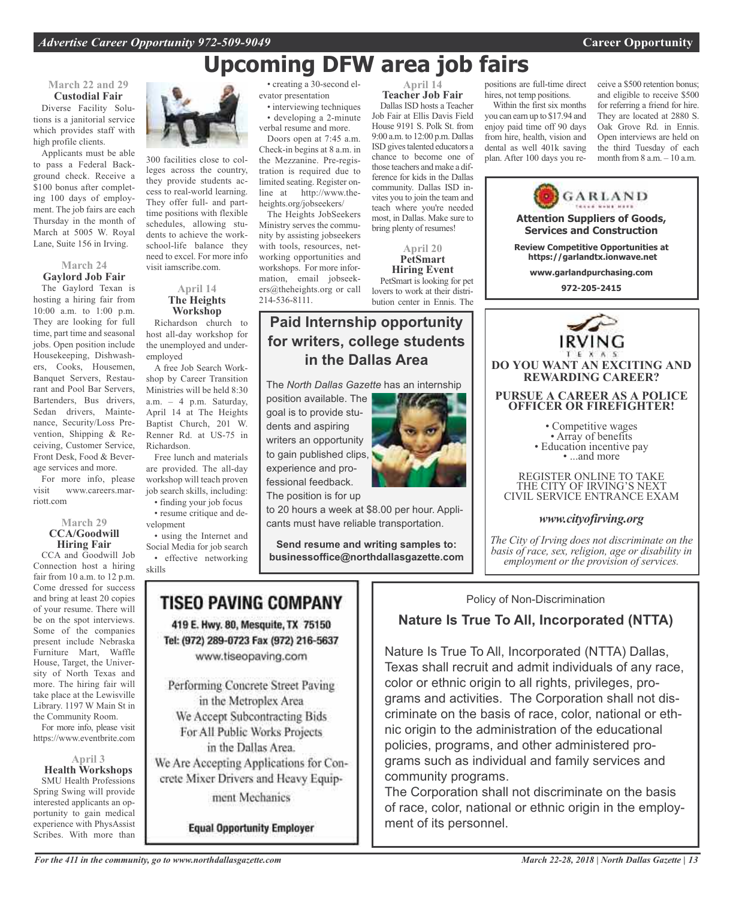# Upcoming DFW area job fairs

### March 22 and 29
### Custodial Fair

Diverse Facility Solutions is a janitorial service which provides staff with high profile clients.

Applicants must be able to pass a Federal Background check. Receive a $100 bonus after completing 100 days of employment. The job fairs are each Thursday in the month of March at 5005 W. Royal Lane, Suite 156 in Irving.

### March 24
### Gaylord Job Fair

The Gaylord Texan is hosting a hiring fair from 10:00 a.m. to 1:00 p.m. They are looking for full time, part time and seasonal jobs. Open position include Housekeeping, Dishwashers, Cooks, Housemen, Banquet Servers, Restaurant and Pool Bar Servers, Bartenders, Bus drivers, Sedan drivers, Maintenance, Security/Loss Prevention, Shipping & Receiving, Customer Service, Front Desk, Food & Beverage services and more.

For more info, please visit www.careers.marriott.com

### March 29
### CCA/Goodwill Hiring Fair

CCA and Goodwill Job Connection host a hiring fair from 10 a.m. to 12 p.m. Come dressed for success and bring at least 20 copies of your resume. There will be on the spot interviews. Some of the companies present include Nebraska Furniture Mart, Waffle House, Target, the University of North Texas and more. The hiring fair will take place at the Lewisville Library. 1197 W Main St in the Community Room.

For more info, please visit https://www.eventbrite.com

### April 3
### Health Workshops

SMU Health Professions Spring Swing will provide interested applicants an opportunity to gain medical experience with PhysAssist Scribes. With more than 300 facilities close to colleges across the country, they provide students access to real-world learning. They offer full- and part-time positions with flexible schedules, allowing students to achieve the work-school-life balance they need to excel. For more info visit iamscribe.com.

### April 14
### The Heights Workshop

Richardson church to host all-day workshop for the unemployed and underemployed

A free Job Search Workshop by Career Transition Ministries will be held 8:30 a.m. – 4 p.m. Saturday, April 14 at The Heights Baptist Church, 201 W. Renner Rd. at US-75 in Richardson.

Free lunch and materials are provided. The all-day workshop will teach proven job search skills, including:

- finding your job focus
- resume critique and development
- using the Internet and Social Media for job search
- effective networking skills
- creating a 30-second elevator presentation
- interviewing techniques
- developing a 2-minute verbal resume and more.

Doors open at 7:45 a.m. Check-in begins at 8 a.m. in the Mezzanine. Pre-registration is required due to limited seating. Register online at http://www.theheights.org/jobseekers/

The Heights JobSeekers Ministry serves the community by assisting jobseekers with tools, resources, networking opportunities and workshops. For more information, email jobseekers@theheights.org or call 214-536-8111.

### April 14
### Teacher Job Fair

Dallas ISD hosts a Teacher Job Fair at Ellis Davis Field House 9191 S. Polk St. from 9:00 a.m. to 12:00 p.m. Dallas ISD gives talented educators a chance to become one of those teachers and make a difference for kids in the Dallas community. Dallas ISD invites you to join the team and teach where you're needed most, in Dallas. Make sure to bring plenty of resumes!

### April 20
### PetSmart Hiring Event

PetSmart is looking for pet lovers to work at their distribution center in Ennis. The positions are full-time direct hires, not temp positions.

Within the first six months you can earn up to $17.94 and enjoy paid time off 90 days from hire, health, vision and dental as well 401k saving plan. After 100 days you receive a $500 retention bonus; and eligible to receive $500 for referring a friend for hire. They are located at 2880 S. Oak Grove Rd. in Ennis. Open interviews are held on the third Tuesday of each month from 8 a.m. – 10 a.m.

---

## Paid Internship opportunity for writers, college students in the Dallas Area

The *North Dallas Gazette* has an internship position available. The goal is to provide students and aspiring writers an opportunity to gain published clips, experience and professional feedback. The position is for up to 20 hours a week at $8.00 per hour. Applicants must have reliable transportation.

**Send resume and writing samples to: businessoffice@northdallasgazette.com**

---

**GARLAND**

**Attention Suppliers of Goods, Services and Construction**

**Review Competitive Opportunities at https://garlandtx.ionwave.net**

**www.garlandpurchasing.com**

**972-205-2415**

---

**IRVING TEXAS**

**DO YOU WANT AN EXCITING AND REWARDING CAREER?**

**PURSUE A CAREER AS A POLICE OFFICER OR FIREFIGHTER!**

- Competitive wages
- Array of benefits
- Education incentive pay
- ...and more

REGISTER ONLINE TO TAKE THE CITY OF IRVING'S NEXT CIVIL SERVICE ENTRANCE EXAM

***www.cityofirving.org***

*The City of Irving does not discriminate on the basis of race, sex, religion, age or disability in employment or the provision of services.*

---

## TISEO PAVING COMPANY

**419 E. Hwy. 80, Mesquite, TX 75150**
**Tel: (972) 289-0723 Fax (972) 216-5637**
www.tiseopaving.com

Performing Concrete Street Paving in the Metroplex Area
We Accept Subcontracting Bids For All Public Works Projects in the Dallas Area.
We Are Accepting Applications for Concrete Mixer Drivers and Heavy Equipment Mechanics

**Equal Opportunity Employer**

---

Policy of Non-Discrimination

### Nature Is True To All, Incorporated (NTTA)

Nature Is True To All, Incorporated (NTTA) Dallas, Texas shall recruit and admit individuals of any race, color or ethnic origin to all rights, privileges, programs and activities. The Corporation shall not discriminate on the basis of race, color, national or ethnic origin to the administration of the educational policies, programs, and other administered programs such as individual and family services and community programs.

The Corporation shall not discriminate on the basis of race, color, national or ethnic origin in the employment of its personnel.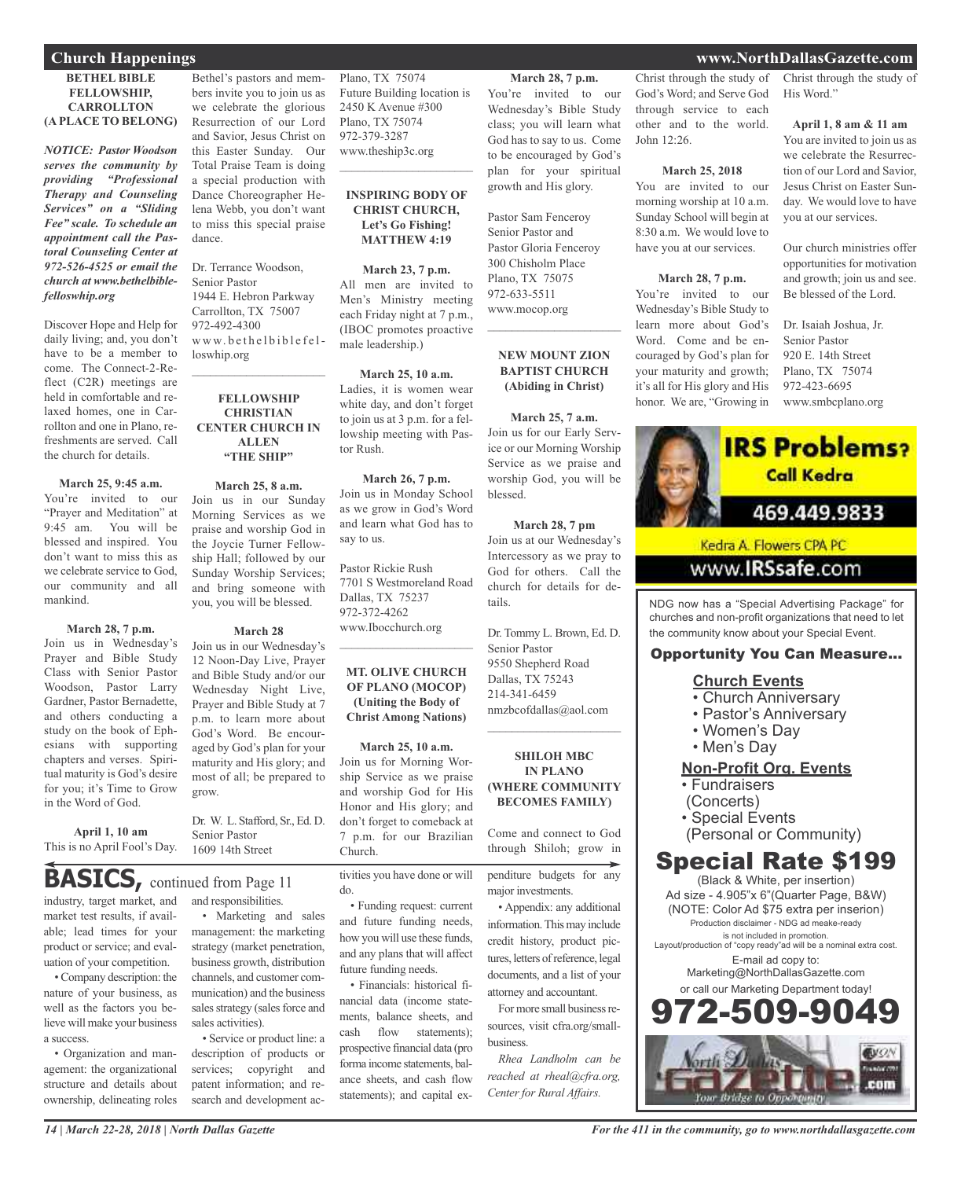## Church Happenings

### BETHEL BIBLE FELLOWSHIP, CARROLLTON (A PLACE TO BELONG)

***NOTICE: Pastor Woodson serves the community by providing "Professional Therapy and Counseling Services" on a "Sliding Fee" scale. To schedule an appointment call the Pastoral Counseling Center at 972-526-4525 or email the church at www.bethelbiblefelloswhip.org***

Discover Hope and Help for daily living; and, you don't have to be a member to come. The Connect-2-Reflect (C2R) meetings are held in comfortable and relaxed homes, one in Carrollton and one in Plano, refreshments are served. Call the church for details.

**March 25, 9:45 a.m.**
You're invited to our "Prayer and Meditation" at 9:45 am. You will be blessed and inspired. You don't want to miss this as we celebrate service to God, our community and all mankind.

**March 28, 7 p.m.**
Join us in Wednesday's Prayer and Bible Study Class with Senior Pastor Woodson, Pastor Larry Gardner, Pastor Bernadette, and others conducting a study on the book of Ephesians with supporting chapters and verses. Spiritual maturity is God's desire for you; it's Time to Grow in the Word of God.

**April 1, 10 am**
This is no April Fool's Day. Bethel's pastors and members invite you to join us as we celebrate the glorious Resurrection of our Lord and Savior, Jesus Christ on this Easter Sunday. Our Total Praise Team is doing a special production with Dance Choreographer Helena Webb, you don't want to miss this special praise dance.

Dr. Terrance Woodson,
Senior Pastor
1944 E. Hebron Parkway
Carrollton, TX 75007
972-492-4300
www.bethelbiblefelloswhip.org

### FELLOWSHIP CHRISTIAN CENTER CHURCH IN ALLEN "THE SHIP"

**March 25, 8 a.m.**
Join us in our Sunday Morning Services as we praise and worship God in the Joycie Turner Fellowship Hall; followed by our Sunday Worship Services; and bring someone with you, you will be blessed.

**March 28**
Join us in our Wednesday's 12 Noon-Day Live, Prayer and Bible Study and/or our Wednesday Night Live, Prayer and Bible Study at 7 p.m. to learn more about God's Word. Be encouraged by God's plan for your maturity and His glory; and most of all; be prepared to grow.

Dr. W. L. Stafford, Sr., Ed. D.
Senior Pastor
1609 14th Street
Plano, TX 75074
Future Building location is
2450 K Avenue #300
Plano, TX 75074
972-379-3287
www.theship3c.org

### INSPIRING BODY OF CHRIST CHURCH, Let's Go Fishing! MATTHEW 4:19

**March 23, 7 p.m.**
All men are invited to Men's Ministry meeting each Friday night at 7 p.m., (IBOC promotes proactive male leadership.)

**March 25, 10 a.m.**
Ladies, it is women wear white day, and don't forget to join us at 3 p.m. for a fellowship meeting with Pastor Rush.

**March 26, 7 p.m.**
Join us in Monday School as we grow in God's Word and learn what God has to say to us.

Pastor Rickie Rush
7701 S Westmoreland Road
Dallas, TX 75237
972-372-4262
www.Ibocchurch.org

### MT. OLIVE CHURCH OF PLANO (MOCOP) (Uniting the Body of Christ Among Nations)

**March 25, 10 a.m.**
Join us for Morning Worship Service as we praise and worship God for His Honor and His glory; and don't forget to comeback at 7 p.m. for our Brazilian Church.

**March 28, 7 p.m.**
You're invited to our Wednesday's Bible Study class; you will learn what God has to say to us. Come to be encouraged by God's plan for your spiritual growth and His glory.

Pastor Sam Fenceroy
Senior Pastor and
Pastor Gloria Fenceroy
300 Chisholm Place
Plano, TX 75075
972-633-5511
www.mocop.org

### NEW MOUNT ZION BAPTIST CHURCH (Abiding in Christ)

**March 25, 7 a.m.**
Join us for our Early Service or our Morning Worship Service as we praise and worship God, you will be blessed.

**March 28, 7 pm**
Join us at our Wednesday's Intercessory as we pray to God for others. Call the church for details for details.

Dr. Tommy L. Brown, Ed. D.
Senior Pastor
9550 Shepherd Road
Dallas, TX 75243
214-341-6459
nmzbcofdallas@aol.com

### SHILOH MBC IN PLANO (WHERE COMMUNITY BECOMES FAMILY)

Come and connect to God through Shiloh; grow in Christ through the study of God's Word; and Serve God through service to each other and to the world. John 12:26.

**March 25, 2018**
You are invited to our morning worship at 10 a.m. Sunday School will begin at 8:30 a.m. We would love to have you at our services.

**March 28, 7 p.m.**
You're invited to our Wednesday's Bible Study to learn more about God's Word. Come and be encouraged by God's plan for your maturity and growth; it's all for His glory and His honor. We are, "Growing in Christ through the study of His Word."

**April 1, 8 am & 11 am**
You are invited to join us as we celebrate the Resurrection of our Lord and Savior, Jesus Christ on Easter Sunday. We would love to have you at our services.

Our church ministries offer opportunities for motivation and growth; join us and see. Be blessed of the Lord.

Dr. Isaiah Joshua, Jr.
Senior Pastor
920 E. 14th Street
Plano, TX 75074
972-423-6695
www.smbcplano.org

**IRS Problems? Call Kedra**
469.449.9833
Kedra A. Flowers CPA PC
www.IRSsafe.com

NDG now has a "Special Advertising Package" for churches and non-profit organizations that need to let the community know about your Special Event.

**Opportunity You Can Measure...**

**Church Events**
- Church Anniversary
- Pastor's Anniversary
- Women's Day
- Men's Day

**Non-Profit Org. Events**
- Fundraisers (Concerts)
- Special Events (Personal or Community)

**Special Rate $199**
(Black & White, per insertion)
Ad size - 4.905"x 6"(Quarter Page, B&W)
(NOTE: Color Ad $75 extra per inserion)
Production disclaimer - NDG ad meake-ready is not included in promotion.
Layout/production of "copy ready"ad will be a nominal extra cost.
E-mail ad copy to:
Marketing@NorthDallasGazette.com
or call our Marketing Department today!
**972-509-9049**

## BASICS, continued from Page 11

industry, target market, and market test results, if available; lead times for your product or service; and evaluation of your competition.

• Company description: the nature of your business, as well as the factors you believe will make your business a success.

• Organization and management: the organizational structure and details about ownership, delineating roles and responsibilities.

• Marketing and sales management: the marketing strategy (market penetration, business growth, distribution channels, and customer communication) and the business sales strategy (sales force and sales activities).

• Service or product line: a description of products or services; copyright and patent information; and research and development activities you have done or will do.

• Funding request: current and future funding needs, how you will use these funds, and any plans that will affect future funding needs.

• Financials: historical financial data (income statements, balance sheets, and cash flow statements); prospective financial data (pro forma income statements, balance sheets, and cash flow statements); and capital expenditure budgets for any major investments.

• Appendix: any additional information. This may include credit history, product pictures, letters of reference, legal documents, and a list of your attorney and accountant.

For more small business resources, visit cfra.org/smallbusiness.

*Rhea Landholm can be reached at rheal@cfra.org, Center for Rural Affairs.*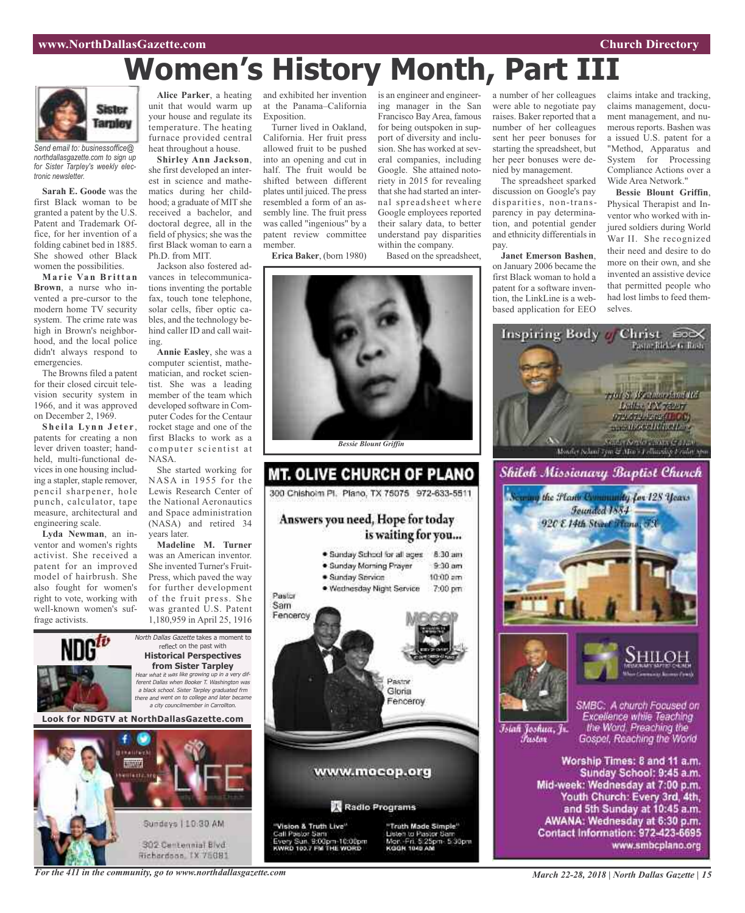# Women's History Month, Part III

Sister Tarpley

*Send email to: businessoffice@northdallasgazette.com to sign up for Sister Tarpley's weekly electronic newsletter.*

**Sarah E. Goode** was the first Black woman to be granted a patent by the U.S. Patent and Trademark Office, for her invention of a folding cabinet bed in 1885. She showed other Black women the possibilities.

**Marie Van Brittan Brown**, a nurse who invented a pre-cursor to the modern home TV security system. The crime rate was high in Brown's neighborhood, and the local police didn't always respond to emergencies.

The Browns filed a patent for their closed circuit television security system in 1966, and it was approved on December 2, 1969.

**Sheila Lynn Jeter**, patents for creating a non lever driven toaster; handheld, multi-functional devices in one housing including a stapler, staple remover, pencil sharpener, hole punch, calculator, tape measure, architectural and engineering scale.

**Lyda Newman**, an inventor and women's rights activist. She received a patent for an improved model of hairbrush. She also fought for women's right to vote, working with well-known women's suffrage activists.

**Alice Parker**, a heating unit that would warm up your house and regulate its temperature. The heating furnace provided central heat throughout a house.

**Shirley Ann Jackson**, she first developed an interest in science and mathematics during her childhood; a graduate of MIT she received a bachelor, and doctoral degree, all in the field of physics; she was the first Black woman to earn a Ph.D. from MIT.

Jackson also fostered advances in telecommunications inventing the portable fax, touch tone telephone, solar cells, fiber optic cables, and the technology behind caller ID and call waiting.

**Annie Easley**, she was a computer scientist, mathematician, and rocket scientist. She was a leading member of the team which developed software in Computer Codes for the Centaur rocket stage and one of the first Blacks to work as a computer scientist at NASA.

She started working for NASA in 1955 for the Lewis Research Center of the National Aeronautics and Space administration (NASA) and retired 34 years later.

**Madeline M. Turner** was an American inventor. She invented Turner's Fruit-Press, which paved the way for further development of the fruit press. She was granted U.S. Patent 1,180,959 in April 25, 1916 and exhibited her invention at the Panama–California Exposition.

Turner lived in Oakland, California. Her fruit press allowed fruit to be pushed into an opening and cut in half. The fruit would be shifted between different plates until juiced. The press resembled a form of an assembly line. The fruit press was called "ingenious" by a patent review committee member.

**Erica Baker**, (born 1980) is an engineer and engineering manager in the San Francisco Bay Area, famous for being outspoken in support of diversity and inclusion. She has worked at several companies, including Google. She attained notoriety in 2015 for revealing that she had started an internal spreadsheet where Google employees reported their salary data, to better understand pay disparities within the company.

Based on the spreadsheet, a number of her colleagues were able to negotiate pay raises. Baker reported that a number of her colleagues sent her peer bonuses for starting the spreadsheet, but her peer bonuses were denied by management.

The spreadsheet sparked discussion on Google's pay disparities, non-transparency in pay determination, and potential gender and ethnicity differentials in pay.

**Janet Emerson Bashen**, on January 2006 became the first Black woman to hold a patent for a software invention, the LinkLine is a web-based application for EEO claims intake and tracking, claims management, document management, and numerous reports. Bashen was a issued U.S. patent for a "Method, Apparatus and System for Processing Compliance Actions over a Wide Area Network."

**Bessie Blount Griffin**, Physical Therapist and Inventor who worked with injured soldiers during World War II. She recognized their need and desire to do more on their own, and she invented an assistive device that permitted people who had lost limbs to feed themselves.

*Bessie Blount Griffin*

---

**NDGtv**

*North Dallas Gazette* takes a moment to reflect on the past with

**Historical Perspectives from Sister Tarpley**

*Hear what it was like growing up in a very different Dallas when Booker T. Washington was a black school. Sister Tarpley graduated frm there and went on to college and later became a city councilmember in Carrollton.*

**Look for NDGTV at NorthDallasGazette.com**

---

LIFE

Sundays | 10:30 AM

302 Centennial Blvd
Richardson, TX 75081

---

## MT. OLIVE CHURCH OF PLANO

300 Chisholm Pl. Plano, TX 75075 972-633-5511

**Answers you need, Hope for today is waiting for you...**

- Sunday School for all ages 8:30 am
- Sunday Morning Prayer 9:30 am
- Sunday Service 10:00 am
- Wednesday Night Service 7:00 pm

Pastor Sam Fenceroy

Pastor Gloria Fenceroy

www.mocop.org

**Radio Programs**

"Vision & Truth Live"
Call Pastor Sam
Every Sun. 9:00pm-10:00pm
KWRD 100.7 FM THE WORD

"Truth Made Simple"
Listen to Pastor Sam
Mon.-Fri. 5:25pm- 5:30pm
KGGR 1040 AM

---

## Inspiring Body of Christ

Pastor Rickie G. Rush

7701 S. Westmoreland Rd
Dallas, TX 75237
972.372.4262 (IBOC)
www.IBOCCHURCH.org

Monday School 7pm & Men's Fellowship Friday 7pm

---

## Shiloh Missionary Baptist Church

Serving the Plano Community for 128 Years
Founded 1884
920 E 14th Street Plano, TX

SHILOH MISSIONARY BAPTIST CHURCH

Isiah Joshua, Jr.
Pastor

SMBC: A church Focused on Excellence while Teaching the Word. Preaching the Gospel, Reaching the World

Worship Times: 8 and 11 a.m.
Sunday School: 9:45 a.m.
Mid-week: Wednesday at 7:00 p.m.
Youth Church: Every 3rd, 4th, and 5th Sunday at 10:45 a.m.
AWANA: Wednesday at 6:30 p.m.
Contact Information: 972-423-6695
www.smbcplano.org

For the 411 in the community, go to www.northdallasgazette.com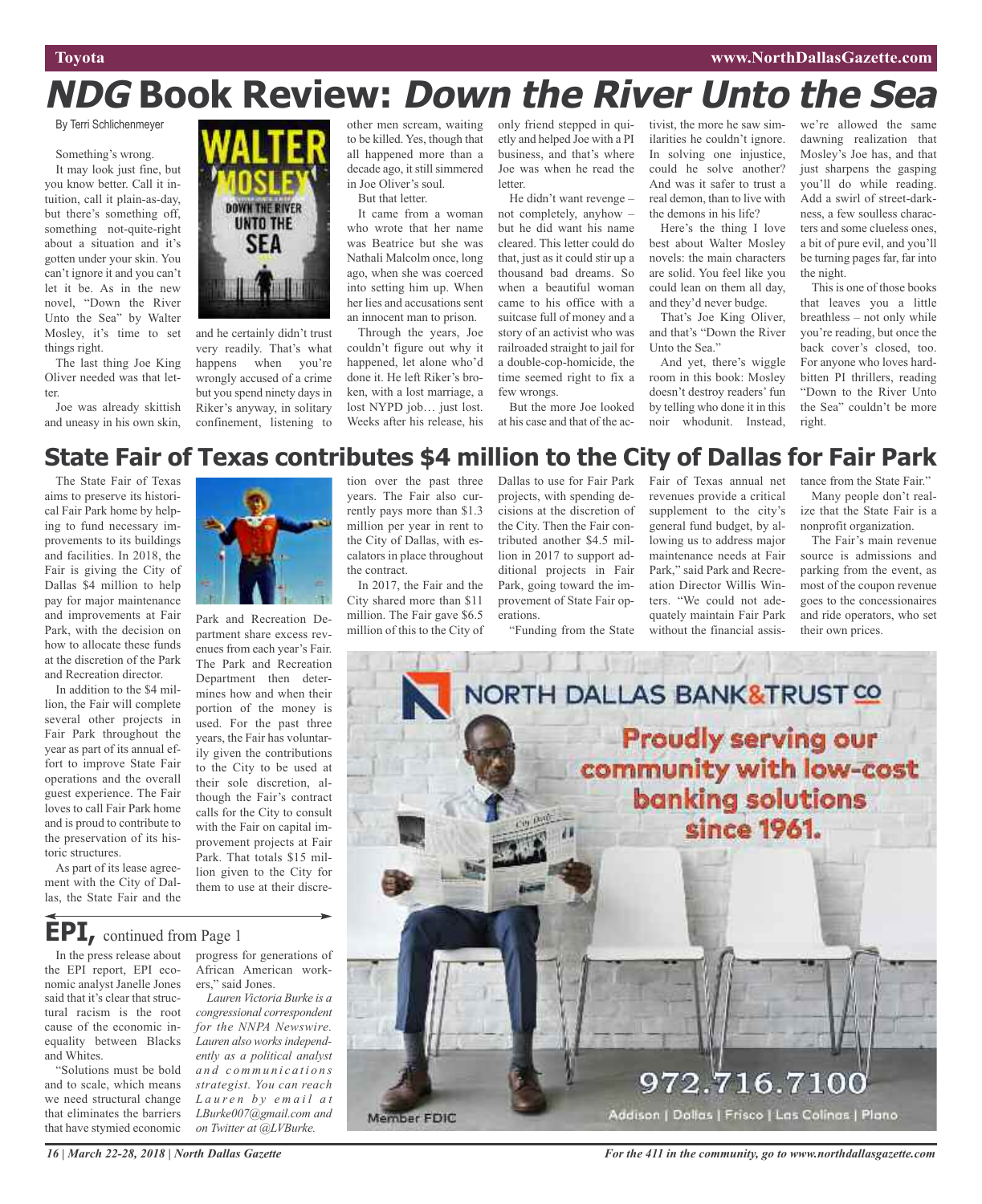# NDG Book Review: Down the River Unto the Sea

By Terri Schlichenmeyer

Something's wrong.

It may look just fine, but you know better. Call it intuition, call it plain-as-day, but there's something off, something not-quite-right about a situation and it's gotten under your skin. You can't ignore it and you can't let it be. As in the new novel, "Down the River Unto the Sea" by Walter Mosley, it's time to set things right.

The last thing Joe King Oliver needed was that letter.

Joe was already skittish and uneasy in his own skin, and he certainly didn't trust very readily. That's what happens when you're wrongly accused of a crime but you spend ninety days in Riker's anyway, in solitary confinement, listening to other men scream, waiting to be killed. Yes, though that all happened more than a decade ago, it still simmered in Joe Oliver's soul.

But that letter.

It came from a woman who wrote that her name was Beatrice but she was Nathali Malcolm once, long ago, when she was coerced into setting him up. When her lies and accusations sent an innocent man to prison.

Through the years, Joe couldn't figure out why it happened, let alone who'd done it. He left Riker's broken, with a lost marriage, a lost NYPD job… just lost. Weeks after his release, his only friend stepped in quietly and helped Joe with a PI business, and that's where Joe was when he read the letter.

He didn't want revenge – not completely, anyhow – but he did want his name cleared. This letter could do that, just as it could stir up a thousand bad dreams. So when a beautiful woman came to his office with a suitcase full of money and a story of an activist who was railroaded straight to jail for a double-cop-homicide, the time seemed right to fix a few wrongs.

But the more Joe looked at his case and that of the activist, the more he saw similarities he couldn't ignore. In solving one injustice, could he solve another? And was it safer to trust a real demon, than to live with the demons in his life?

Here's the thing I love best about Walter Mosley novels: the main characters are solid. You feel like you could lean on them all day, and they'd never budge.

That's Joe King Oliver, and that's "Down the River Unto the Sea."

And yet, there's wiggle room in this book: Mosley doesn't destroy readers' fun by telling who done it in this noir whodunit. Instead, we're allowed the same dawning realization that Mosley's Joe has, and that just sharpens the gasping you'll do while reading. Add a swirl of street-darkness, a few soulless characters and some clueless ones, a bit of pure evil, and you'll be turning pages far, far into the night.

This is one of those books that leaves you a little breathless – not only while you're reading, but once the back cover's closed, too. For anyone who loves hard-bitten PI thrillers, reading "Down to the River Unto the Sea" couldn't be more right.

# State Fair of Texas contributes $4 million to the City of Dallas for Fair Park

The State Fair of Texas aims to preserve its historical Fair Park home by helping to fund necessary improvements to its buildings and facilities. In 2018, the Fair is giving the City of Dallas $4 million to help pay for major maintenance and improvements at Fair Park, with the decision on how to allocate these funds at the discretion of the Park and Recreation director.

In addition to the $4 million, the Fair will complete several other projects in Fair Park throughout the year as part of its annual effort to improve State Fair operations and the overall guest experience. The Fair loves to call Fair Park home and is proud to contribute to the preservation of its historic structures.

As part of its lease agreement with the City of Dallas, the State Fair and the Park and Recreation Department share excess revenues from each year's Fair. The Park and Recreation Department then determines how and when their portion of the money is used. For the past three years, the Fair has voluntarily given the contributions to the City to be used at their sole discretion, although the Fair's contract calls for the City to consult with the Fair on capital improvement projects at Fair Park. That totals $15 million given to the City for them to use at their discretion over the past three years. The Fair also currently pays more than $1.3 million per year in rent to the City of Dallas, with escalators in place throughout the contract.

In 2017, the Fair and the City shared more than $11 million. The Fair gave $6.5 million of this to the City of Dallas to use for Fair Park projects, with spending decisions at the discretion of the City. Then the Fair contributed another $4.5 million in 2017 to support additional projects in Fair Park, going toward the improvement of State Fair operations.

"Funding from the State Fair of Texas annual net revenues provide a critical supplement to the city's general fund budget, by allowing us to address major maintenance needs at Fair Park," said Park and Recreation Director Willis Winters. "We could not adequately maintain Fair Park without the financial assistance from the State Fair."

Many people don't realize that the State Fair is a nonprofit organization.

The Fair's main revenue source is admissions and parking from the event, as most of the coupon revenue goes to the concessionaires and ride operators, who set their own prices.

## EPI, continued from Page 1

In the press release about the EPI report, EPI economic analyst Janelle Jones said that it's clear that structural racism is the root cause of the economic inequality between Blacks and Whites.

"Solutions must be bold and to scale, which means we need structural change that eliminates the barriers that have stymied economic progress for generations of African American workers," said Jones.

*Lauren Victoria Burke is a congressional correspondent for the NNPA Newswire. Lauren also works independently as a political analyst and communications strategist. You can reach Lauren by email at LBurke007@gmail.com and on Twitter at @LVBurke.*

NORTH DALLAS BANK&TRUST CO

Proudly serving our community with low-cost banking solutions since 1961.

972.716.7100

Member FDIC

Addison | Dallas | Frisco | Las Colinas | Plano